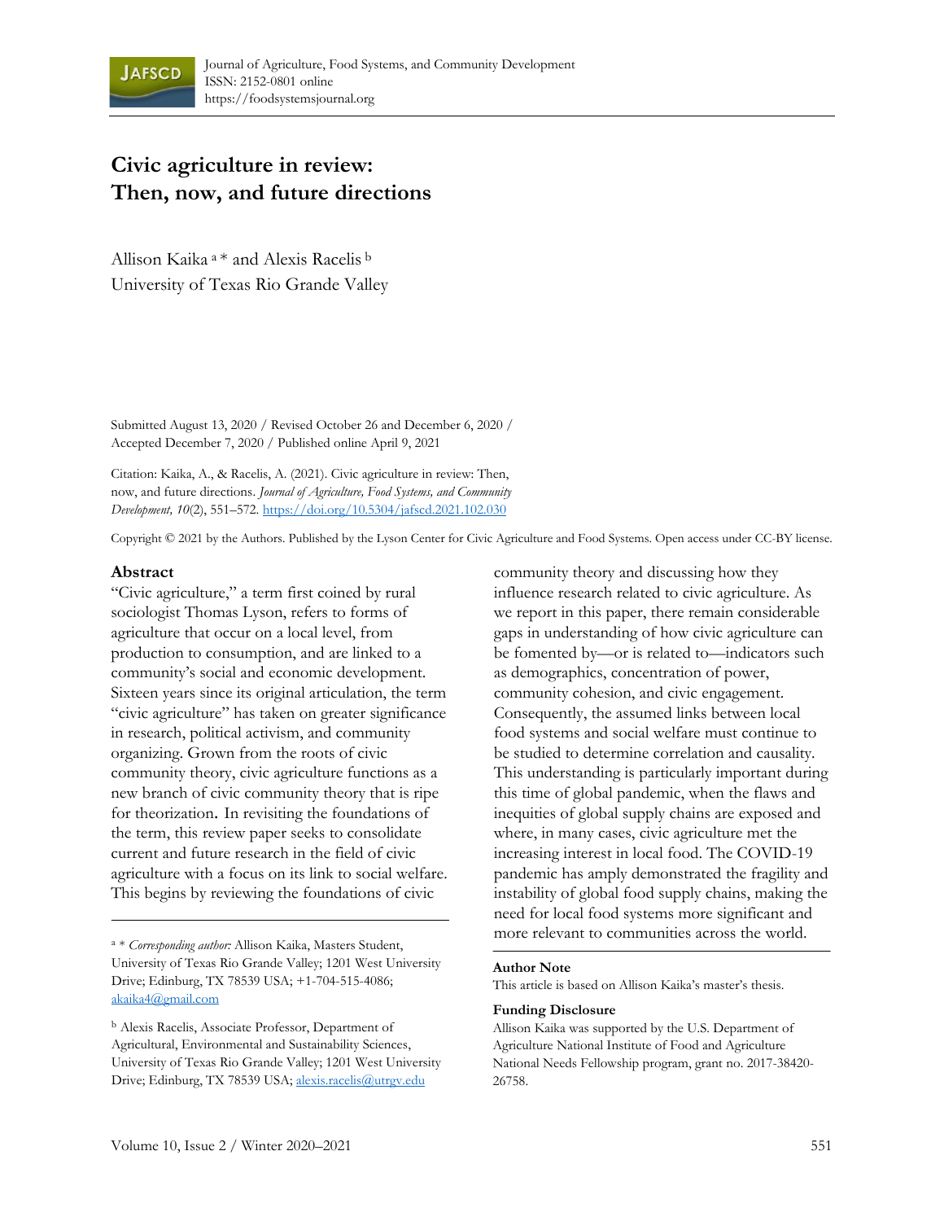Journal of Agriculture, Food Systems, and Community Development
ISSN: 2152-0801 online
https://foodsystemsjournal.org

# Civic agriculture in review: Then, now, and future directions

Allison Kaika [a] * and Alexis Racelis [b]
University of Texas Rio Grande Valley

Submitted August 13, 2020 / Revised October 26 and December 6, 2020 / Accepted December 7, 2020 / Published online April 9, 2021

Citation: Kaika, A., & Racelis, A. (2021). Civic agriculture in review: Then, now, and future directions. *Journal of Agriculture, Food Systems, and Community Development, 10*(2), 551–572. https://doi.org/10.5304/jafscd.2021.102.030

Copyright © 2021 by the Authors. Published by the Lyson Center for Civic Agriculture and Food Systems. Open access under CC-BY license.

## Abstract

"Civic agriculture," a term first coined by rural sociologist Thomas Lyson, refers to forms of agriculture that occur on a local level, from production to consumption, and are linked to a community's social and economic development. Sixteen years since its original articulation, the term "civic agriculture" has taken on greater significance in research, political activism, and community organizing. Grown from the roots of civic community theory, civic agriculture functions as a new branch of civic community theory that is ripe for theorization. In revisiting the foundations of the term, this review paper seeks to consolidate current and future research in the field of civic agriculture with a focus on its link to social welfare. This begins by reviewing the foundations of civic community theory and discussing how they influence research related to civic agriculture. As we report in this paper, there remain considerable gaps in understanding of how civic agriculture can be fomented by—or is related to—indicators such as demographics, concentration of power, community cohesion, and civic engagement. Consequently, the assumed links between local food systems and social welfare must continue to be studied to determine correlation and causality. This understanding is particularly important during this time of global pandemic, when the flaws and inequities of global supply chains are exposed and where, in many cases, civic agriculture met the increasing interest in local food. The COVID-19 pandemic has amply demonstrated the fragility and instability of global food supply chains, making the need for local food systems more significant and more relevant to communities across the world.

[a] * *Corresponding author:* Allison Kaika, Masters Student, University of Texas Rio Grande Valley; 1201 West University Drive; Edinburg, TX 78539 USA; +1-704-515-4086; akaika4@gmail.com

[b] Alexis Racelis, Associate Professor, Department of Agricultural, Environmental and Sustainability Sciences, University of Texas Rio Grande Valley; 1201 West University Drive; Edinburg, TX 78539 USA; alexis.racelis@utrgv.edu

**Author Note**

This article is based on Allison Kaika's master's thesis.

**Funding Disclosure**

Allison Kaika was supported by the U.S. Department of Agriculture National Institute of Food and Agriculture National Needs Fellowship program, grant no. 2017-38420-26758.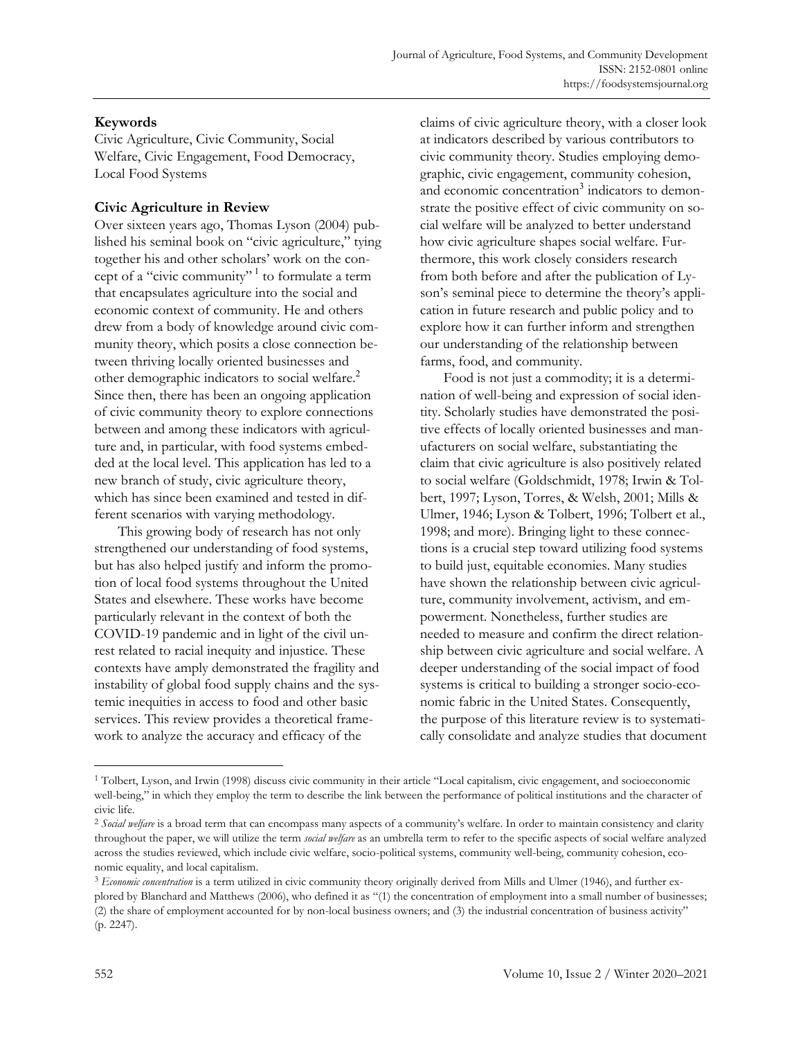## Keywords

Civic Agriculture, Civic Community, Social Welfare, Civic Engagement, Food Democracy, Local Food Systems

## Civic Agriculture in Review

Over sixteen years ago, Thomas Lyson (2004) published his seminal book on "civic agriculture," tying together his and other scholars' work on the concept of a "civic community"[1] to formulate a term that encapsulates agriculture into the social and economic context of community. He and others drew from a body of knowledge around civic community theory, which posits a close connection between thriving locally oriented businesses and other demographic indicators to social welfare.[2] Since then, there has been an ongoing application of civic community theory to explore connections between and among these indicators with agriculture and, in particular, with food systems embedded at the local level. This application has led to a new branch of study, civic agriculture theory, which has since been examined and tested in different scenarios with varying methodology.

This growing body of research has not only strengthened our understanding of food systems, but has also helped justify and inform the promotion of local food systems throughout the United States and elsewhere. These works have become particularly relevant in the context of both the COVID-19 pandemic and in light of the civil unrest related to racial inequity and injustice. These contexts have amply demonstrated the fragility and instability of global food supply chains and the systemic inequities in access to food and other basic services. This review provides a theoretical framework to analyze the accuracy and efficacy of the claims of civic agriculture theory, with a closer look at indicators described by various contributors to civic community theory. Studies employing demographic, civic engagement, community cohesion, and economic concentration[3] indicators to demonstrate the positive effect of civic community on social welfare will be analyzed to better understand how civic agriculture shapes social welfare. Furthermore, this work closely considers research from both before and after the publication of Lyson's seminal piece to determine the theory's application in future research and public policy and to explore how it can further inform and strengthen our understanding of the relationship between farms, food, and community.

Food is not just a commodity; it is a determination of well-being and expression of social identity. Scholarly studies have demonstrated the positive effects of locally oriented businesses and manufacturers on social welfare, substantiating the claim that civic agriculture is also positively related to social welfare (Goldschmidt, 1978; Irwin & Tolbert, 1997; Lyson, Torres, & Welsh, 2001; Mills & Ulmer, 1946; Lyson & Tolbert, 1996; Tolbert et al., 1998; and more). Bringing light to these connections is a crucial step toward utilizing food systems to build just, equitable economies. Many studies have shown the relationship between civic agriculture, community involvement, activism, and empowerment. Nonetheless, further studies are needed to measure and confirm the direct relationship between civic agriculture and social welfare. A deeper understanding of the social impact of food systems is critical to building a stronger socio-economic fabric in the United States. Consequently, the purpose of this literature review is to systematically consolidate and analyze studies that document

---

[1] Tolbert, Lyson, and Irwin (1998) discuss civic community in their article "Local capitalism, civic engagement, and socioeconomic well-being," in which they employ the term to describe the link between the performance of political institutions and the character of civic life.

[2] *Social welfare* is a broad term that can encompass many aspects of a community's welfare. In order to maintain consistency and clarity throughout the paper, we will utilize the term *social welfare* as an umbrella term to refer to the specific aspects of social welfare analyzed across the studies reviewed, which include civic welfare, socio-political systems, community well-being, community cohesion, economic equality, and local capitalism.

[3] *Economic concentration* is a term utilized in civic community theory originally derived from Mills and Ulmer (1946), and further explored by Blanchard and Matthews (2006), who defined it as "(1) the concentration of employment into a small number of businesses; (2) the share of employment accounted for by non-local business owners; and (3) the industrial concentration of business activity" (p. 2247).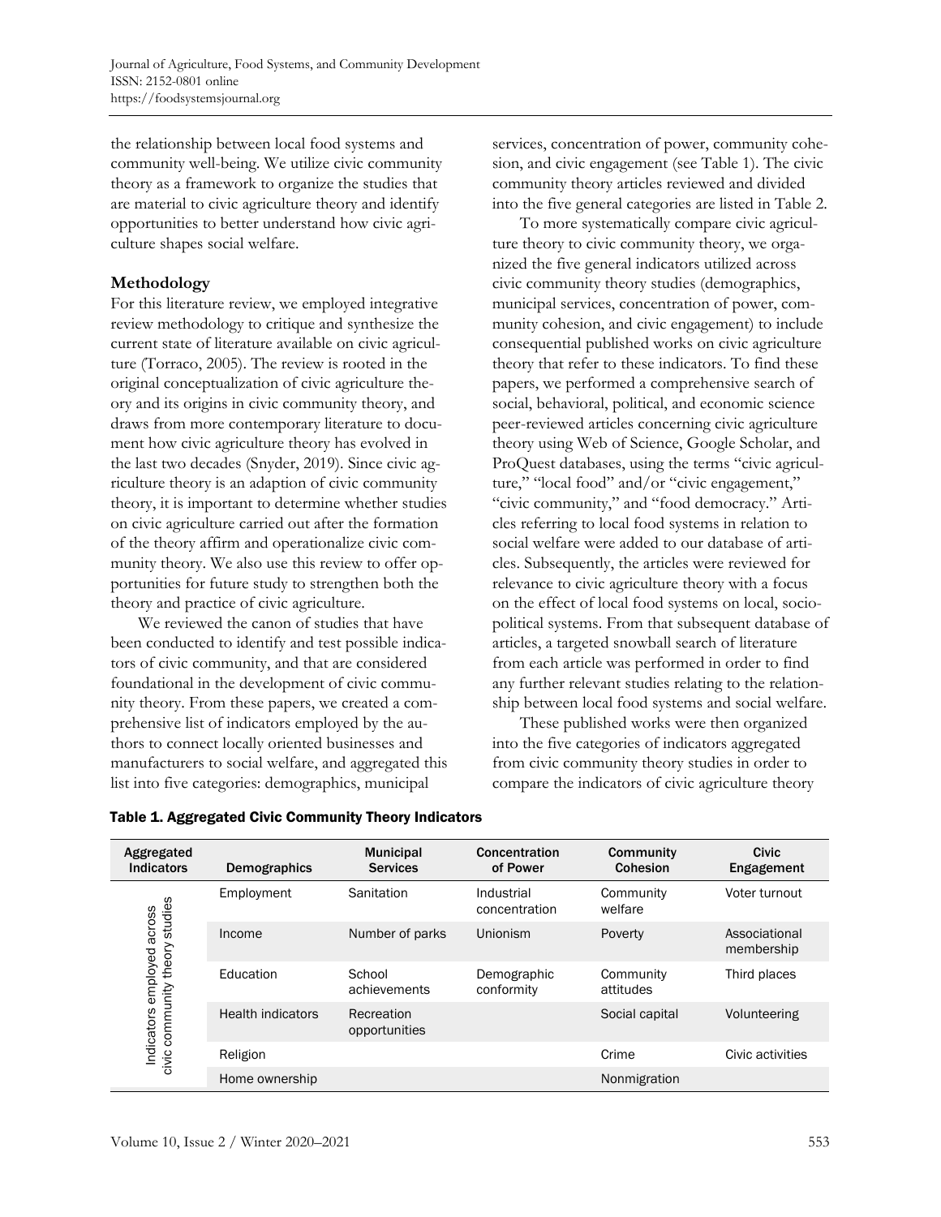the relationship between local food systems and community well-being. We utilize civic community theory as a framework to organize the studies that are material to civic agriculture theory and identify opportunities to better understand how civic agriculture shapes social welfare.

## Methodology

For this literature review, we employed integrative review methodology to critique and synthesize the current state of literature available on civic agriculture (Torraco, 2005). The review is rooted in the original conceptualization of civic agriculture theory and its origins in civic community theory, and draws from more contemporary literature to document how civic agriculture theory has evolved in the last two decades (Snyder, 2019). Since civic agriculture theory is an adaption of civic community theory, it is important to determine whether studies on civic agriculture carried out after the formation of the theory affirm and operationalize civic community theory. We also use this review to offer opportunities for future study to strengthen both the theory and practice of civic agriculture.

We reviewed the canon of studies that have been conducted to identify and test possible indicators of civic community, and that are considered foundational in the development of civic community theory. From these papers, we created a comprehensive list of indicators employed by the authors to connect locally oriented businesses and manufacturers to social welfare, and aggregated this list into five categories: demographics, municipal services, concentration of power, community cohesion, and civic engagement (see Table 1). The civic community theory articles reviewed and divided into the five general categories are listed in Table 2.

To more systematically compare civic agriculture theory to civic community theory, we organized the five general indicators utilized across civic community theory studies (demographics, municipal services, concentration of power, community cohesion, and civic engagement) to include consequential published works on civic agriculture theory that refer to these indicators. To find these papers, we performed a comprehensive search of social, behavioral, political, and economic science peer-reviewed articles concerning civic agriculture theory using Web of Science, Google Scholar, and ProQuest databases, using the terms "civic agriculture," "local food" and/or "civic engagement," "civic community," and "food democracy." Articles referring to local food systems in relation to social welfare were added to our database of articles. Subsequently, the articles were reviewed for relevance to civic agriculture theory with a focus on the effect of local food systems on local, sociopolitical systems. From that subsequent database of articles, a targeted snowball search of literature from each article was performed in order to find any further relevant studies relating to the relationship between local food systems and social welfare.

These published works were then organized into the five categories of indicators aggregated from civic community theory studies in order to compare the indicators of civic agriculture theory

**Table 1. Aggregated Civic Community Theory Indicators**

| Aggregated Indicators | Demographics | Municipal Services | Concentration of Power | Community Cohesion | Civic Engagement |
|---|---|---|---|---|---|
| Indicators employed across civic community theory studies | Employment | Sanitation | Industrial concentration | Community welfare | Voter turnout |
| | Income | Number of parks | Unionism | Poverty | Associational membership |
| | Education | School achievements | Demographic conformity | Community attitudes | Third places |
| | Health indicators | Recreation opportunities | | Social capital | Volunteering |
| | Religion | | | Crime | Civic activities |
| | Home ownership | | | Nonmigration | |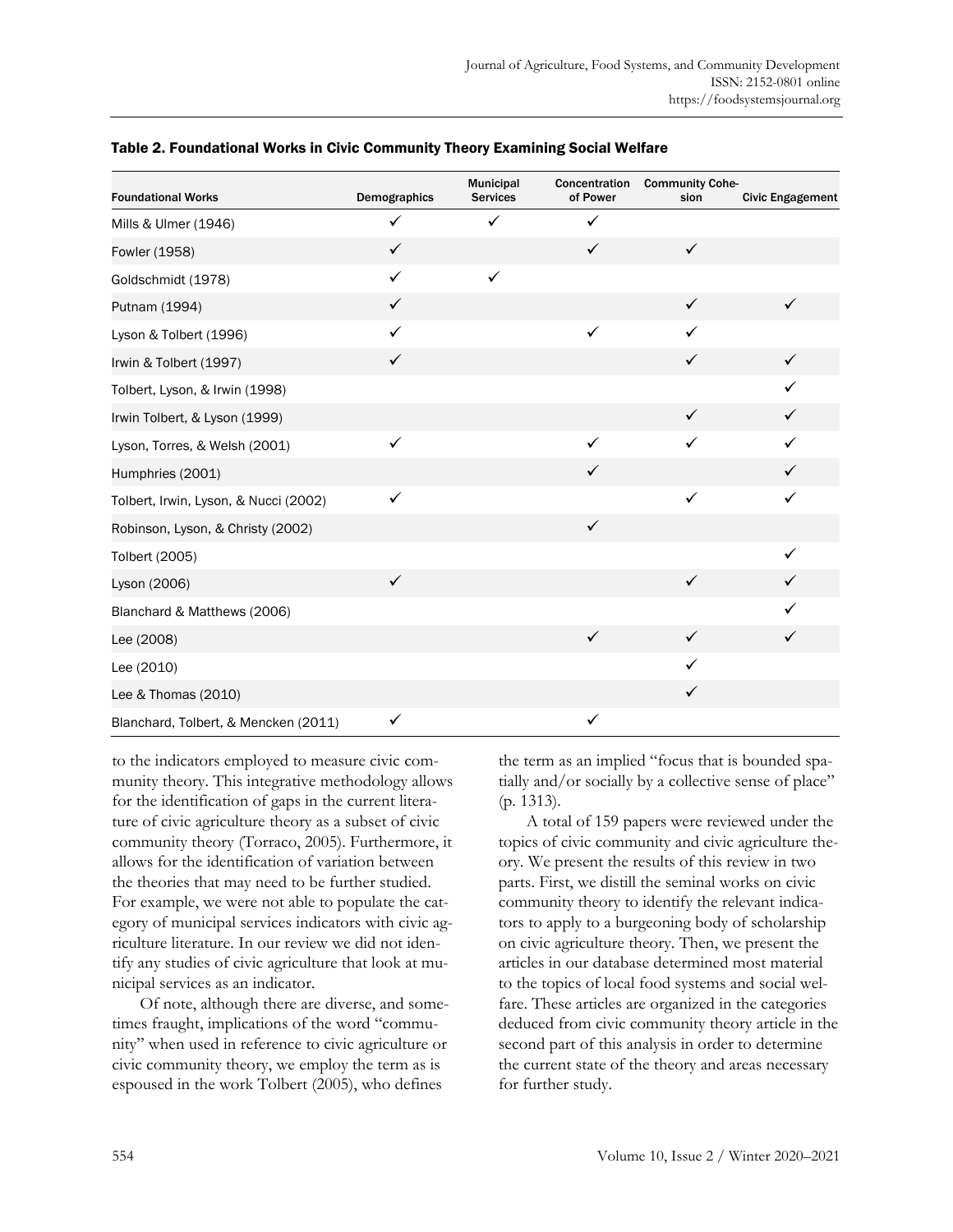Table 2. Foundational Works in Civic Community Theory Examining Social Welfare

| Foundational Works | Demographics | Municipal Services | Concentration of Power | Community Cohesion | Civic Engagement |
|---|---|---|---|---|---|
| Mills & Ulmer (1946) | ✓ | ✓ | ✓ | | |
| Fowler (1958) | ✓ | | ✓ | ✓ | |
| Goldschmidt (1978) | ✓ | ✓ | | | |
| Putnam (1994) | ✓ | | | ✓ | ✓ |
| Lyson & Tolbert (1996) | ✓ | | ✓ | ✓ | |
| Irwin & Tolbert (1997) | ✓ | | | ✓ | ✓ |
| Tolbert, Lyson, & Irwin (1998) | | | | | ✓ |
| Irwin Tolbert, & Lyson (1999) | | | | ✓ | ✓ |
| Lyson, Torres, & Welsh (2001) | ✓ | | ✓ | ✓ | ✓ |
| Humphries (2001) | | | ✓ | | ✓ |
| Tolbert, Irwin, Lyson, & Nucci (2002) | ✓ | | | ✓ | ✓ |
| Robinson, Lyson, & Christy (2002) | | | ✓ | | |
| Tolbert (2005) | | | | | ✓ |
| Lyson (2006) | ✓ | | | ✓ | ✓ |
| Blanchard & Matthews (2006) | | | | | ✓ |
| Lee (2008) | | | ✓ | ✓ | ✓ |
| Lee (2010) | | | | ✓ | |
| Lee & Thomas (2010) | | | | ✓ | |
| Blanchard, Tolbert, & Mencken (2011) | ✓ | | ✓ | | |

to the indicators employed to measure civic community theory. This integrative methodology allows for the identification of gaps in the current literature of civic agriculture theory as a subset of civic community theory (Torraco, 2005). Furthermore, it allows for the identification of variation between the theories that may need to be further studied. For example, we were not able to populate the category of municipal services indicators with civic agriculture literature. In our review we did not identify any studies of civic agriculture that look at municipal services as an indicator.

Of note, although there are diverse, and sometimes fraught, implications of the word "community" when used in reference to civic agriculture or civic community theory, we employ the term as is espoused in the work Tolbert (2005), who defines the term as an implied "focus that is bounded spatially and/or socially by a collective sense of place" (p. 1313).

A total of 159 papers were reviewed under the topics of civic community and civic agriculture theory. We present the results of this review in two parts. First, we distill the seminal works on civic community theory to identify the relevant indicators to apply to a burgeoning body of scholarship on civic agriculture theory. Then, we present the articles in our database determined most material to the topics of local food systems and social welfare. These articles are organized in the categories deduced from civic community theory article in the second part of this analysis in order to determine the current state of the theory and areas necessary for further study.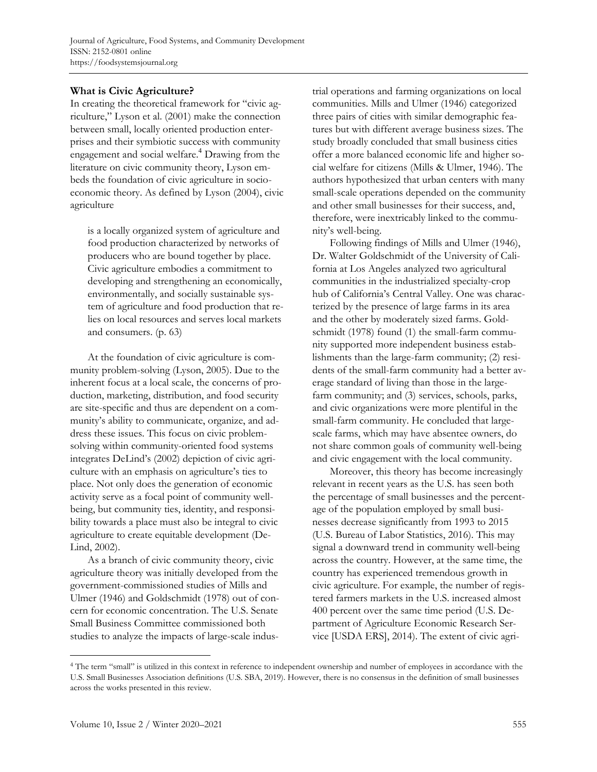## What is Civic Agriculture?

In creating the theoretical framework for "civic agriculture," Lyson et al. (2001) make the connection between small, locally oriented production enterprises and their symbiotic success with community engagement and social welfare.[4] Drawing from the literature on civic community theory, Lyson embeds the foundation of civic agriculture in socioeconomic theory. As defined by Lyson (2004), civic agriculture

> is a locally organized system of agriculture and food production characterized by networks of producers who are bound together by place. Civic agriculture embodies a commitment to developing and strengthening an economically, environmentally, and socially sustainable system of agriculture and food production that relies on local resources and serves local markets and consumers. (p. 63)

At the foundation of civic agriculture is community problem-solving (Lyson, 2005). Due to the inherent focus at a local scale, the concerns of production, marketing, distribution, and food security are site-specific and thus are dependent on a community's ability to communicate, organize, and address these issues. This focus on civic problem-solving within community-oriented food systems integrates DeLind's (2002) depiction of civic agriculture with an emphasis on agriculture's ties to place. Not only does the generation of economic activity serve as a focal point of community well-being, but community ties, identity, and responsibility towards a place must also be integral to civic agriculture to create equitable development (DeLind, 2002).

As a branch of civic community theory, civic agriculture theory was initially developed from the government-commissioned studies of Mills and Ulmer (1946) and Goldschmidt (1978) out of concern for economic concentration. The U.S. Senate Small Business Committee commissioned both studies to analyze the impacts of large-scale industrial operations and farming organizations on local communities. Mills and Ulmer (1946) categorized three pairs of cities with similar demographic features but with different average business sizes. The study broadly concluded that small business cities offer a more balanced economic life and higher social welfare for citizens (Mills & Ulmer, 1946). The authors hypothesized that urban centers with many small-scale operations depended on the community and other small businesses for their success, and, therefore, were inextricably linked to the community's well-being.

Following findings of Mills and Ulmer (1946), Dr. Walter Goldschmidt of the University of California at Los Angeles analyzed two agricultural communities in the industrialized specialty-crop hub of California's Central Valley. One was characterized by the presence of large farms in its area and the other by moderately sized farms. Goldschmidt (1978) found (1) the small-farm community supported more independent business establishments than the large-farm community; (2) residents of the small-farm community had a better average standard of living than those in the large-farm community; and (3) services, schools, parks, and civic organizations were more plentiful in the small-farm community. He concluded that large-scale farms, which may have absentee owners, do not share common goals of community well-being and civic engagement with the local community.

Moreover, this theory has become increasingly relevant in recent years as the U.S. has seen both the percentage of small businesses and the percentage of the population employed by small businesses decrease significantly from 1993 to 2015 (U.S. Bureau of Labor Statistics, 2016). This may signal a downward trend in community well-being across the country. However, at the same time, the country has experienced tremendous growth in civic agriculture. For example, the number of registered farmers markets in the U.S. increased almost 400 percent over the same time period (U.S. Department of Agriculture Economic Research Service [USDA ERS], 2014). The extent of civic agri-

---

[4] The term "small" is utilized in this context in reference to independent ownership and number of employees in accordance with the U.S. Small Businesses Association definitions (U.S. SBA, 2019). However, there is no consensus in the definition of small businesses across the works presented in this review.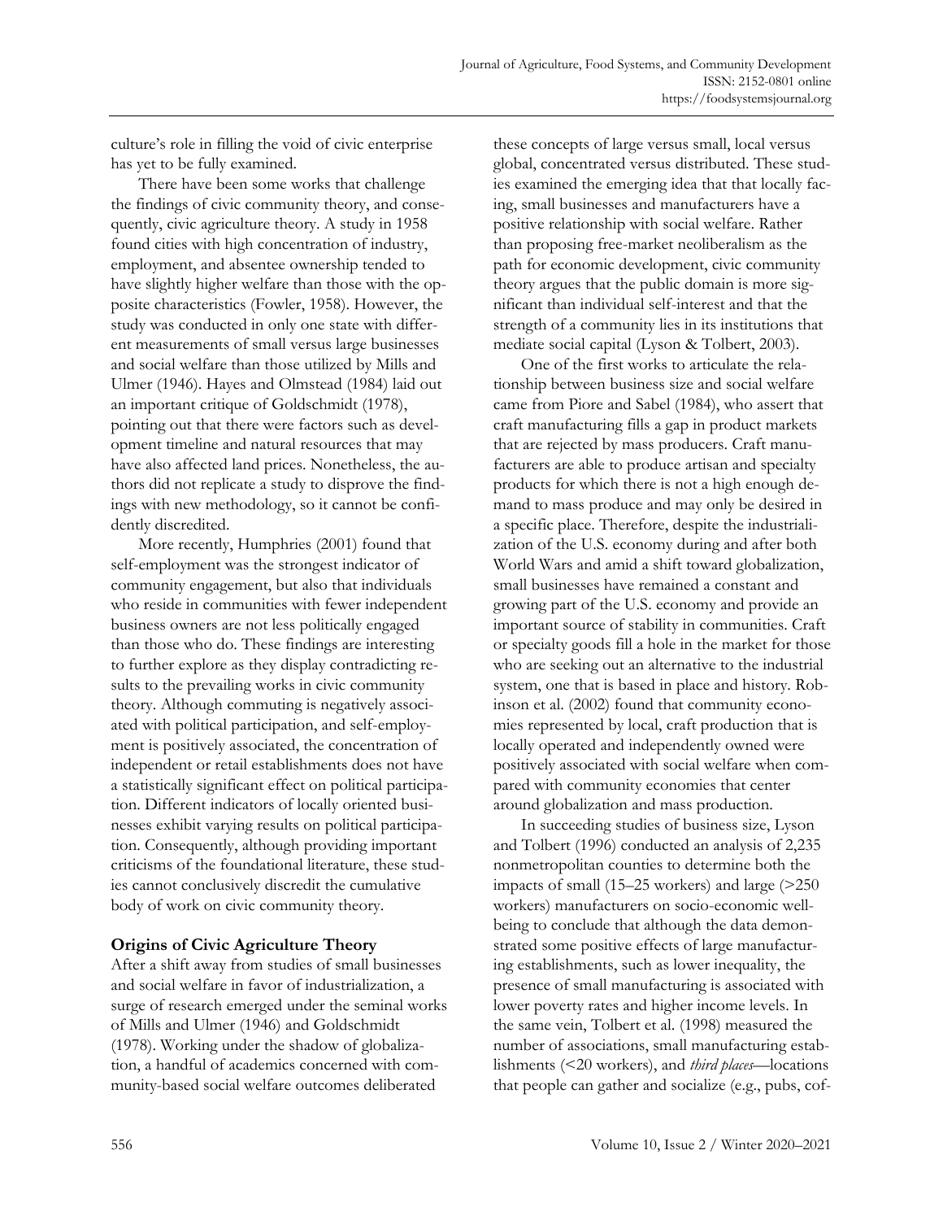culture's role in filling the void of civic enterprise has yet to be fully examined.

There have been some works that challenge the findings of civic community theory, and consequently, civic agriculture theory. A study in 1958 found cities with high concentration of industry, employment, and absentee ownership tended to have slightly higher welfare than those with the opposite characteristics (Fowler, 1958). However, the study was conducted in only one state with different measurements of small versus large businesses and social welfare than those utilized by Mills and Ulmer (1946). Hayes and Olmstead (1984) laid out an important critique of Goldschmidt (1978), pointing out that there were factors such as development timeline and natural resources that may have also affected land prices. Nonetheless, the authors did not replicate a study to disprove the findings with new methodology, so it cannot be confidently discredited.

More recently, Humphries (2001) found that self-employment was the strongest indicator of community engagement, but also that individuals who reside in communities with fewer independent business owners are not less politically engaged than those who do. These findings are interesting to further explore as they display contradicting results to the prevailing works in civic community theory. Although commuting is negatively associated with political participation, and self-employment is positively associated, the concentration of independent or retail establishments does not have a statistically significant effect on political participation. Different indicators of locally oriented businesses exhibit varying results on political participation. Consequently, although providing important criticisms of the foundational literature, these studies cannot conclusively discredit the cumulative body of work on civic community theory.

## Origins of Civic Agriculture Theory

After a shift away from studies of small businesses and social welfare in favor of industrialization, a surge of research emerged under the seminal works of Mills and Ulmer (1946) and Goldschmidt (1978). Working under the shadow of globalization, a handful of academics concerned with community-based social welfare outcomes deliberated these concepts of large versus small, local versus global, concentrated versus distributed. These studies examined the emerging idea that that locally facing, small businesses and manufacturers have a positive relationship with social welfare. Rather than proposing free-market neoliberalism as the path for economic development, civic community theory argues that the public domain is more significant than individual self-interest and that the strength of a community lies in its institutions that mediate social capital (Lyson & Tolbert, 2003).

One of the first works to articulate the relationship between business size and social welfare came from Piore and Sabel (1984), who assert that craft manufacturing fills a gap in product markets that are rejected by mass producers. Craft manufacturers are able to produce artisan and specialty products for which there is not a high enough demand to mass produce and may only be desired in a specific place. Therefore, despite the industrialization of the U.S. economy during and after both World Wars and amid a shift toward globalization, small businesses have remained a constant and growing part of the U.S. economy and provide an important source of stability in communities. Craft or specialty goods fill a hole in the market for those who are seeking out an alternative to the industrial system, one that is based in place and history. Robinson et al. (2002) found that community economies represented by local, craft production that is locally operated and independently owned were positively associated with social welfare when compared with community economies that center around globalization and mass production.

In succeeding studies of business size, Lyson and Tolbert (1996) conducted an analysis of 2,235 nonmetropolitan counties to determine both the impacts of small (15–25 workers) and large (>250 workers) manufacturers on socio-economic well-being to conclude that although the data demonstrated some positive effects of large manufacturing establishments, such as lower inequality, the presence of small manufacturing is associated with lower poverty rates and higher income levels. In the same vein, Tolbert et al. (1998) measured the number of associations, small manufacturing establishments (<20 workers), and *third places*—locations that people can gather and socialize (e.g., pubs, cof-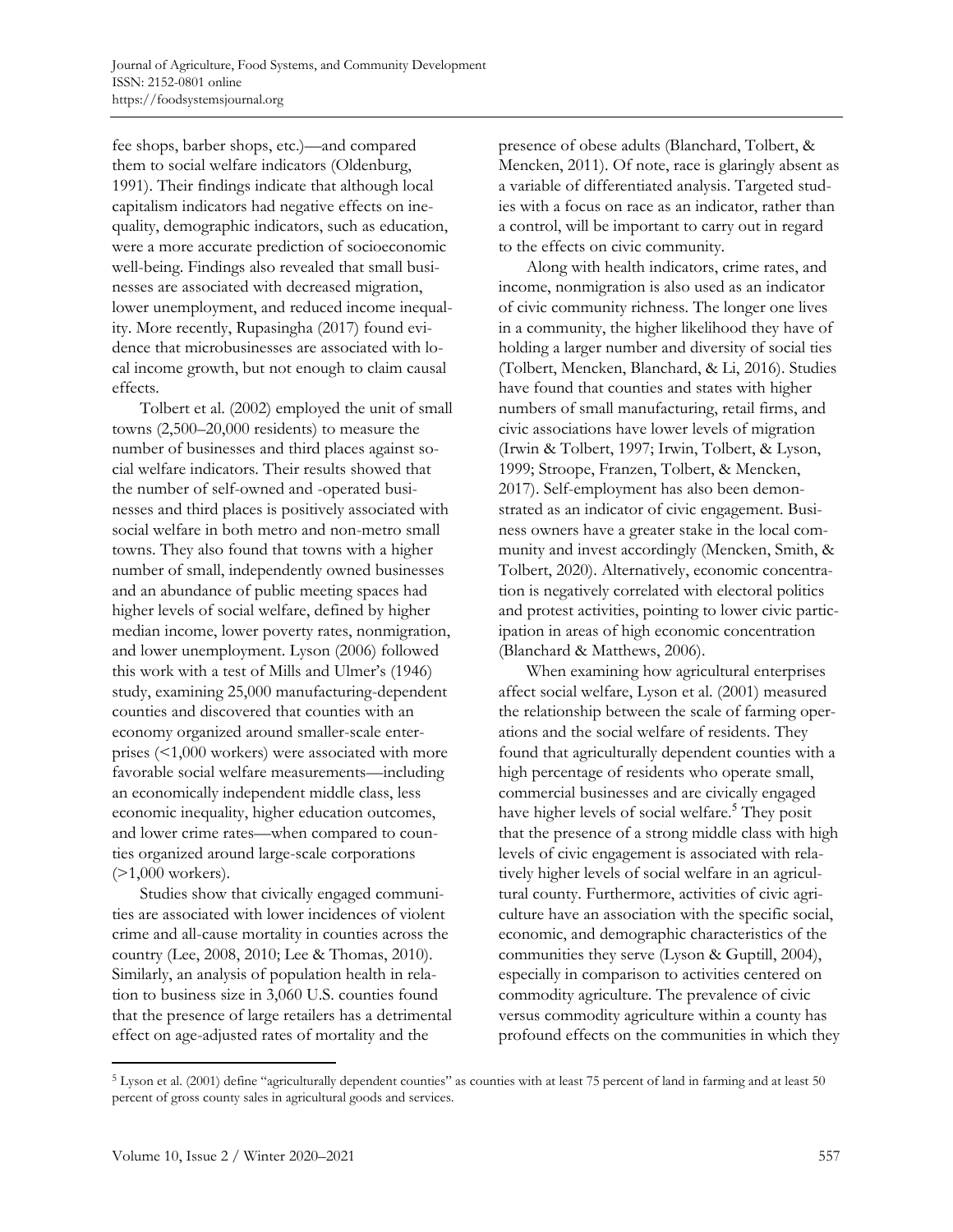fee shops, barber shops, etc.)—and compared them to social welfare indicators (Oldenburg, 1991). Their findings indicate that although local capitalism indicators had negative effects on inequality, demographic indicators, such as education, were a more accurate prediction of socioeconomic well-being. Findings also revealed that small businesses are associated with decreased migration, lower unemployment, and reduced income inequality. More recently, Rupasingha (2017) found evidence that microbusinesses are associated with local income growth, but not enough to claim causal effects.

Tolbert et al. (2002) employed the unit of small towns (2,500–20,000 residents) to measure the number of businesses and third places against social welfare indicators. Their results showed that the number of self-owned and -operated businesses and third places is positively associated with social welfare in both metro and non-metro small towns. They also found that towns with a higher number of small, independently owned businesses and an abundance of public meeting spaces had higher levels of social welfare, defined by higher median income, lower poverty rates, nonmigration, and lower unemployment. Lyson (2006) followed this work with a test of Mills and Ulmer's (1946) study, examining 25,000 manufacturing-dependent counties and discovered that counties with an economy organized around smaller-scale enterprises (<1,000 workers) were associated with more favorable social welfare measurements—including an economically independent middle class, less economic inequality, higher education outcomes, and lower crime rates—when compared to counties organized around large-scale corporations (>1,000 workers).

Studies show that civically engaged communities are associated with lower incidences of violent crime and all-cause mortality in counties across the country (Lee, 2008, 2010; Lee & Thomas, 2010). Similarly, an analysis of population health in relation to business size in 3,060 U.S. counties found that the presence of large retailers has a detrimental effect on age-adjusted rates of mortality and the presence of obese adults (Blanchard, Tolbert, & Mencken, 2011). Of note, race is glaringly absent as a variable of differentiated analysis. Targeted studies with a focus on race as an indicator, rather than a control, will be important to carry out in regard to the effects on civic community.

Along with health indicators, crime rates, and income, nonmigration is also used as an indicator of civic community richness. The longer one lives in a community, the higher likelihood they have of holding a larger number and diversity of social ties (Tolbert, Mencken, Blanchard, & Li, 2016). Studies have found that counties and states with higher numbers of small manufacturing, retail firms, and civic associations have lower levels of migration (Irwin & Tolbert, 1997; Irwin, Tolbert, & Lyson, 1999; Stroope, Franzen, Tolbert, & Mencken, 2017). Self-employment has also been demonstrated as an indicator of civic engagement. Business owners have a greater stake in the local community and invest accordingly (Mencken, Smith, & Tolbert, 2020). Alternatively, economic concentration is negatively correlated with electoral politics and protest activities, pointing to lower civic participation in areas of high economic concentration (Blanchard & Matthews, 2006).

When examining how agricultural enterprises affect social welfare, Lyson et al. (2001) measured the relationship between the scale of farming operations and the social welfare of residents. They found that agriculturally dependent counties with a high percentage of residents who operate small, commercial businesses and are civically engaged have higher levels of social welfare.[5] They posit that the presence of a strong middle class with high levels of civic engagement is associated with relatively higher levels of social welfare in an agricultural county. Furthermore, activities of civic agriculture have an association with the specific social, economic, and demographic characteristics of the communities they serve (Lyson & Guptill, 2004), especially in comparison to activities centered on commodity agriculture. The prevalence of civic versus commodity agriculture within a county has profound effects on the communities in which they

[5] Lyson et al. (2001) define "agriculturally dependent counties" as counties with at least 75 percent of land in farming and at least 50 percent of gross county sales in agricultural goods and services.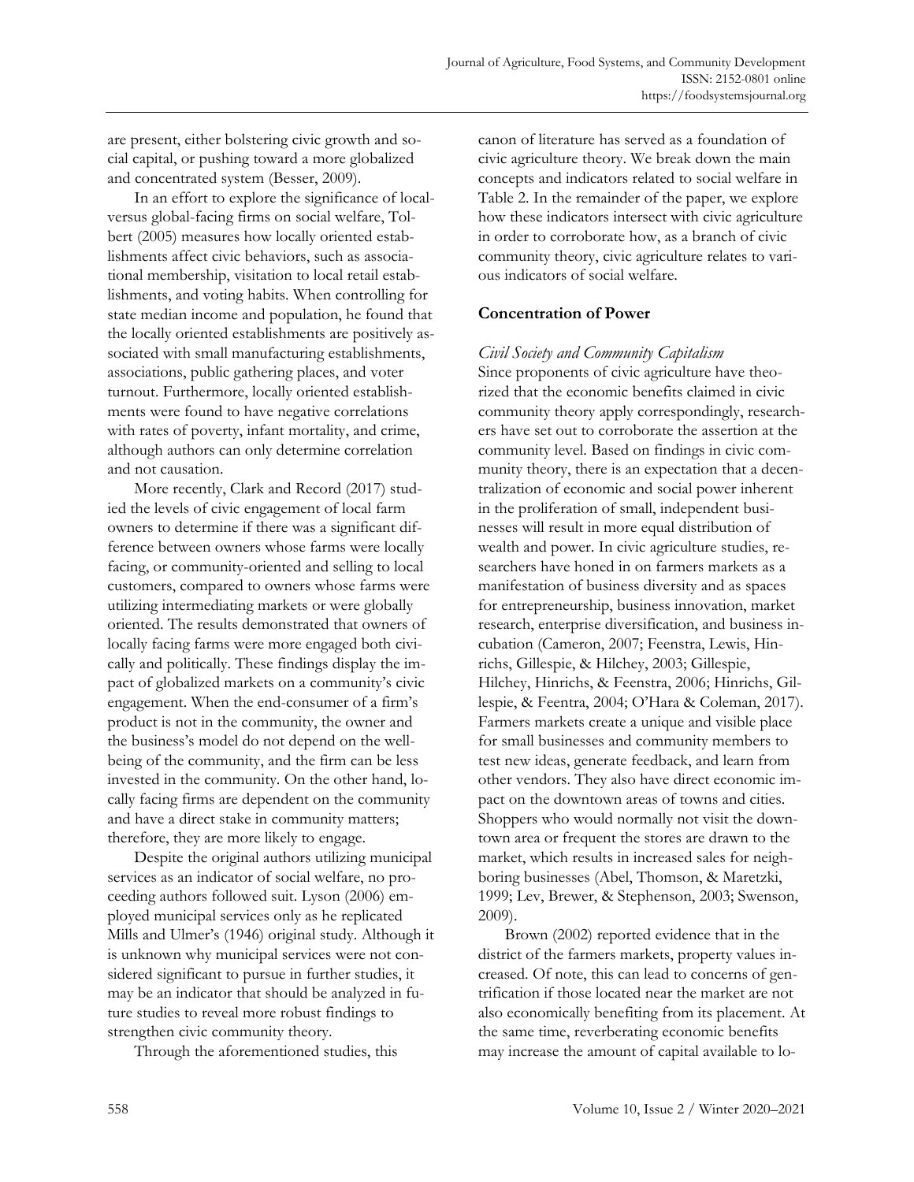are present, either bolstering civic growth and social capital, or pushing toward a more globalized and concentrated system (Besser, 2009).

In an effort to explore the significance of local-versus global-facing firms on social welfare, Tolbert (2005) measures how locally oriented establishments affect civic behaviors, such as associational membership, visitation to local retail establishments, and voting habits. When controlling for state median income and population, he found that the locally oriented establishments are positively associated with small manufacturing establishments, associations, public gathering places, and voter turnout. Furthermore, locally oriented establishments were found to have negative correlations with rates of poverty, infant mortality, and crime, although authors can only determine correlation and not causation.

More recently, Clark and Record (2017) studied the levels of civic engagement of local farm owners to determine if there was a significant difference between owners whose farms were locally facing, or community-oriented and selling to local customers, compared to owners whose farms were utilizing intermediating markets or were globally oriented. The results demonstrated that owners of locally facing farms were more engaged both civically and politically. These findings display the impact of globalized markets on a community's civic engagement. When the end-consumer of a firm's product is not in the community, the owner and the business's model do not depend on the well-being of the community, and the firm can be less invested in the community. On the other hand, locally facing firms are dependent on the community and have a direct stake in community matters; therefore, they are more likely to engage.

Despite the original authors utilizing municipal services as an indicator of social welfare, no proceeding authors followed suit. Lyson (2006) employed municipal services only as he replicated Mills and Ulmer's (1946) original study. Although it is unknown why municipal services were not considered significant to pursue in further studies, it may be an indicator that should be analyzed in future studies to reveal more robust findings to strengthen civic community theory.

Through the aforementioned studies, this canon of literature has served as a foundation of civic agriculture theory. We break down the main concepts and indicators related to social welfare in Table 2. In the remainder of the paper, we explore how these indicators intersect with civic agriculture in order to corroborate how, as a branch of civic community theory, civic agriculture relates to various indicators of social welfare.

## Concentration of Power

### *Civil Society and Community Capitalism*

Since proponents of civic agriculture have theorized that the economic benefits claimed in civic community theory apply correspondingly, researchers have set out to corroborate the assertion at the community level. Based on findings in civic community theory, there is an expectation that a decentralization of economic and social power inherent in the proliferation of small, independent businesses will result in more equal distribution of wealth and power. In civic agriculture studies, researchers have honed in on farmers markets as a manifestation of business diversity and as spaces for entrepreneurship, business innovation, market research, enterprise diversification, and business incubation (Cameron, 2007; Feenstra, Lewis, Hinrichs, Gillespie, & Hilchey, 2003; Gillespie, Hilchey, Hinrichs, & Feenstra, 2006; Hinrichs, Gillespie, & Feentra, 2004; O'Hara & Coleman, 2017). Farmers markets create a unique and visible place for small businesses and community members to test new ideas, generate feedback, and learn from other vendors. They also have direct economic impact on the downtown areas of towns and cities. Shoppers who would normally not visit the downtown area or frequent the stores are drawn to the market, which results in increased sales for neighboring businesses (Abel, Thomson, & Maretzki, 1999; Lev, Brewer, & Stephenson, 2003; Swenson, 2009).

Brown (2002) reported evidence that in the district of the farmers markets, property values increased. Of note, this can lead to concerns of gentrification if those located near the market are not also economically benefiting from its placement. At the same time, reverberating economic benefits may increase the amount of capital available to lo-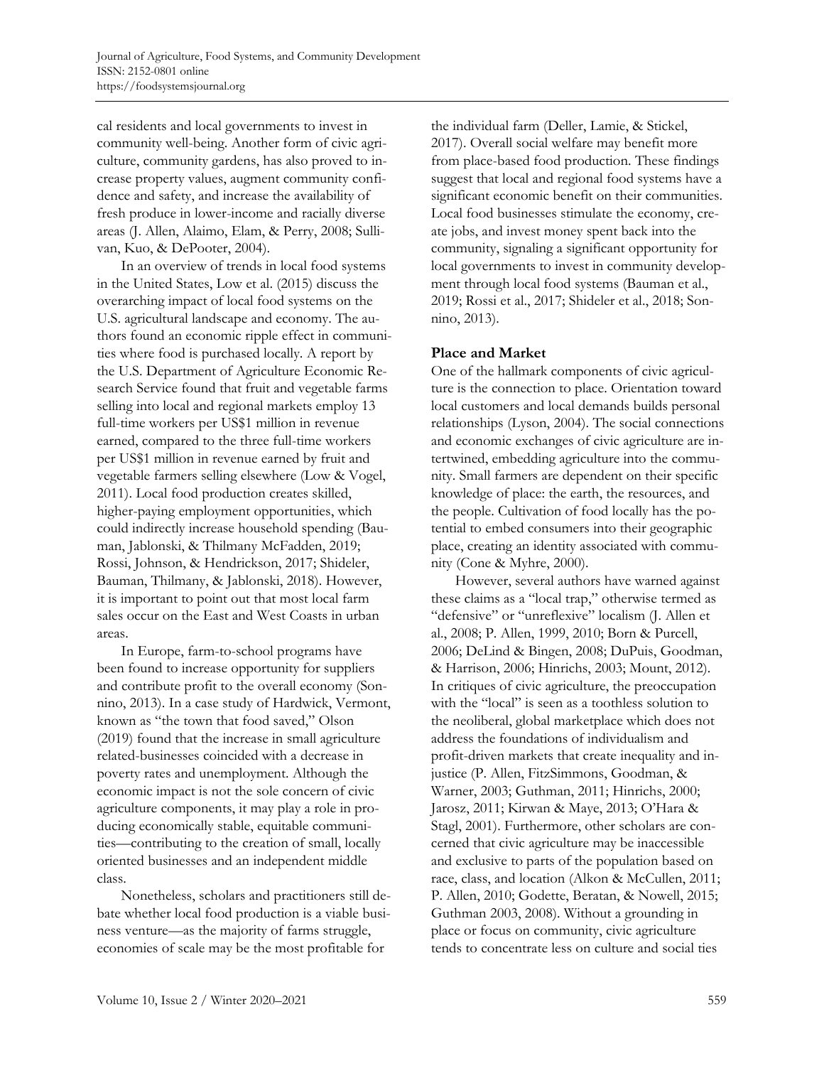cal residents and local governments to invest in community well-being. Another form of civic agriculture, community gardens, has also proved to increase property values, augment community confidence and safety, and increase the availability of fresh produce in lower-income and racially diverse areas (J. Allen, Alaimo, Elam, & Perry, 2008; Sullivan, Kuo, & DePooter, 2004).

In an overview of trends in local food systems in the United States, Low et al. (2015) discuss the overarching impact of local food systems on the U.S. agricultural landscape and economy. The authors found an economic ripple effect in communities where food is purchased locally. A report by the U.S. Department of Agriculture Economic Research Service found that fruit and vegetable farms selling into local and regional markets employ 13 full-time workers per US$1 million in revenue earned, compared to the three full-time workers per US$1 million in revenue earned by fruit and vegetable farmers selling elsewhere (Low & Vogel, 2011). Local food production creates skilled, higher-paying employment opportunities, which could indirectly increase household spending (Bauman, Jablonski, & Thilmany McFadden, 2019; Rossi, Johnson, & Hendrickson, 2017; Shideler, Bauman, Thilmany, & Jablonski, 2018). However, it is important to point out that most local farm sales occur on the East and West Coasts in urban areas.

In Europe, farm-to-school programs have been found to increase opportunity for suppliers and contribute profit to the overall economy (Sonnino, 2013). In a case study of Hardwick, Vermont, known as "the town that food saved," Olson (2019) found that the increase in small agriculture related-businesses coincided with a decrease in poverty rates and unemployment. Although the economic impact is not the sole concern of civic agriculture components, it may play a role in producing economically stable, equitable communities—contributing to the creation of small, locally oriented businesses and an independent middle class.

Nonetheless, scholars and practitioners still debate whether local food production is a viable business venture—as the majority of farms struggle, economies of scale may be the most profitable for the individual farm (Deller, Lamie, & Stickel, 2017). Overall social welfare may benefit more from place-based food production. These findings suggest that local and regional food systems have a significant economic benefit on their communities. Local food businesses stimulate the economy, create jobs, and invest money spent back into the community, signaling a significant opportunity for local governments to invest in community development through local food systems (Bauman et al., 2019; Rossi et al., 2017; Shideler et al., 2018; Sonnino, 2013).

### Place and Market

One of the hallmark components of civic agriculture is the connection to place. Orientation toward local customers and local demands builds personal relationships (Lyson, 2004). The social connections and economic exchanges of civic agriculture are intertwined, embedding agriculture into the community. Small farmers are dependent on their specific knowledge of place: the earth, the resources, and the people. Cultivation of food locally has the potential to embed consumers into their geographic place, creating an identity associated with community (Cone & Myhre, 2000).

However, several authors have warned against these claims as a "local trap," otherwise termed as "defensive" or "unreflexive" localism (J. Allen et al., 2008; P. Allen, 1999, 2010; Born & Purcell, 2006; DeLind & Bingen, 2008; DuPuis, Goodman, & Harrison, 2006; Hinrichs, 2003; Mount, 2012). In critiques of civic agriculture, the preoccupation with the "local" is seen as a toothless solution to the neoliberal, global marketplace which does not address the foundations of individualism and profit-driven markets that create inequality and injustice (P. Allen, FitzSimmons, Goodman, & Warner, 2003; Guthman, 2011; Hinrichs, 2000; Jarosz, 2011; Kirwan & Maye, 2013; O'Hara & Stagl, 2001). Furthermore, other scholars are concerned that civic agriculture may be inaccessible and exclusive to parts of the population based on race, class, and location (Alkon & McCullen, 2011; P. Allen, 2010; Godette, Beratan, & Nowell, 2015; Guthman 2003, 2008). Without a grounding in place or focus on community, civic agriculture tends to concentrate less on culture and social ties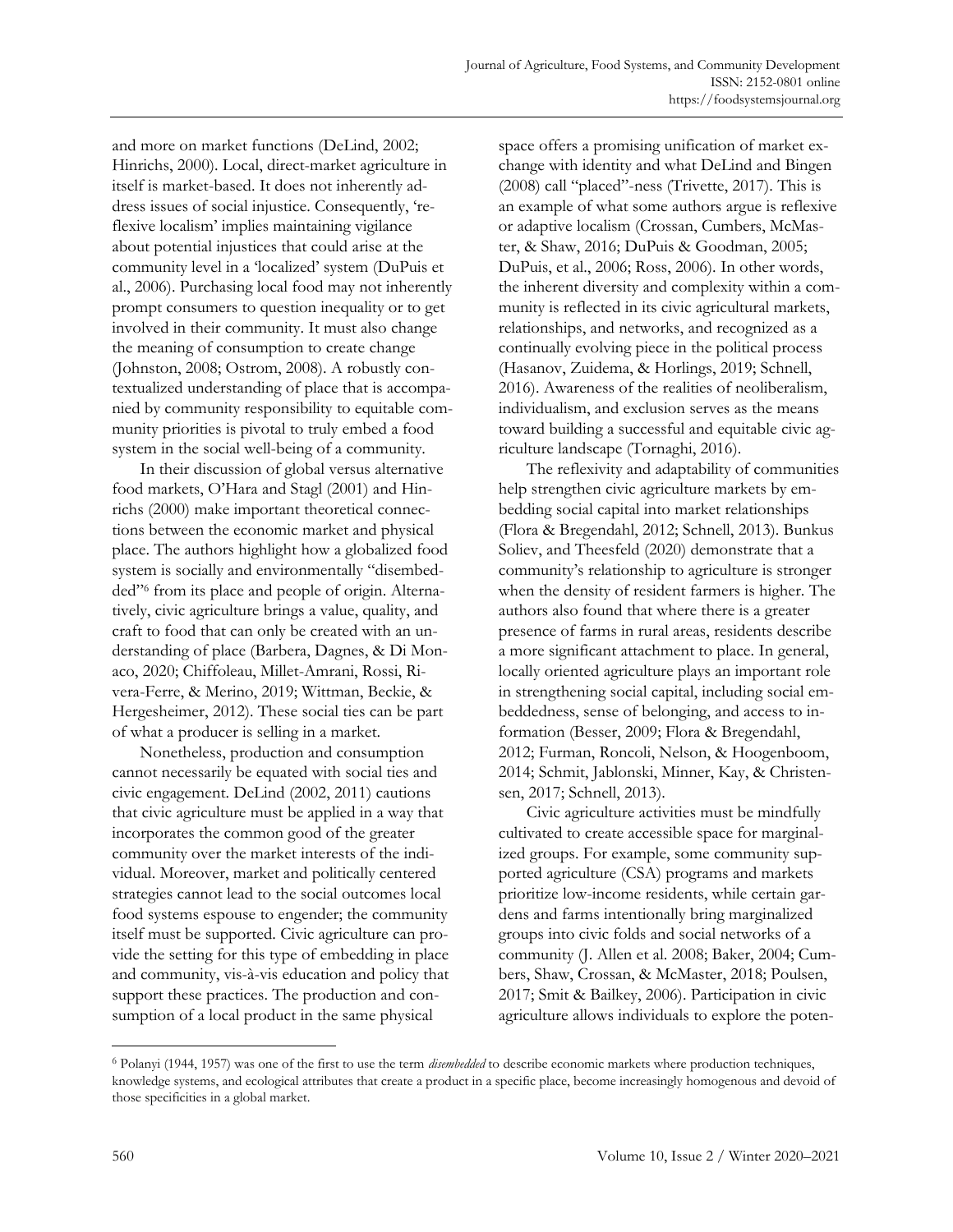and more on market functions (DeLind, 2002; Hinrichs, 2000). Local, direct-market agriculture in itself is market-based. It does not inherently address issues of social injustice. Consequently, 'reflexive localism' implies maintaining vigilance about potential injustices that could arise at the community level in a 'localized' system (DuPuis et al., 2006). Purchasing local food may not inherently prompt consumers to question inequality or to get involved in their community. It must also change the meaning of consumption to create change (Johnston, 2008; Ostrom, 2008). A robustly contextualized understanding of place that is accompanied by community responsibility to equitable community priorities is pivotal to truly embed a food system in the social well-being of a community.

In their discussion of global versus alternative food markets, O'Hara and Stagl (2001) and Hinrichs (2000) make important theoretical connections between the economic market and physical place. The authors highlight how a globalized food system is socially and environmentally "disembedded"[6] from its place and people of origin. Alternatively, civic agriculture brings a value, quality, and craft to food that can only be created with an understanding of place (Barbera, Dagnes, & Di Monaco, 2020; Chiffoleau, Millet-Amrani, Rossi, Rivera-Ferre, & Merino, 2019; Wittman, Beckie, & Hergesheimer, 2012). These social ties can be part of what a producer is selling in a market.

Nonetheless, production and consumption cannot necessarily be equated with social ties and civic engagement. DeLind (2002, 2011) cautions that civic agriculture must be applied in a way that incorporates the common good of the greater community over the market interests of the individual. Moreover, market and politically centered strategies cannot lead to the social outcomes local food systems espouse to engender; the community itself must be supported. Civic agriculture can provide the setting for this type of embedding in place and community, vis-à-vis education and policy that support these practices. The production and consumption of a local product in the same physical space offers a promising unification of market exchange with identity and what DeLind and Bingen (2008) call "placed"-ness (Trivette, 2017). This is an example of what some authors argue is reflexive or adaptive localism (Crossan, Cumbers, McMaster, & Shaw, 2016; DuPuis & Goodman, 2005; DuPuis, et al., 2006; Ross, 2006). In other words, the inherent diversity and complexity within a community is reflected in its civic agricultural markets, relationships, and networks, and recognized as a continually evolving piece in the political process (Hasanov, Zuidema, & Horlings, 2019; Schnell, 2016). Awareness of the realities of neoliberalism, individualism, and exclusion serves as the means toward building a successful and equitable civic agriculture landscape (Tornaghi, 2016).

The reflexivity and adaptability of communities help strengthen civic agriculture markets by embedding social capital into market relationships (Flora & Bregendahl, 2012; Schnell, 2013). Bunkus Soliev, and Theesfeld (2020) demonstrate that a community's relationship to agriculture is stronger when the density of resident farmers is higher. The authors also found that where there is a greater presence of farms in rural areas, residents describe a more significant attachment to place. In general, locally oriented agriculture plays an important role in strengthening social capital, including social embeddedness, sense of belonging, and access to information (Besser, 2009; Flora & Bregendahl, 2012; Furman, Roncoli, Nelson, & Hoogenboom, 2014; Schmit, Jablonski, Minner, Kay, & Christensen, 2017; Schnell, 2013).

Civic agriculture activities must be mindfully cultivated to create accessible space for marginalized groups. For example, some community supported agriculture (CSA) programs and markets prioritize low-income residents, while certain gardens and farms intentionally bring marginalized groups into civic folds and social networks of a community (J. Allen et al. 2008; Baker, 2004; Cumbers, Shaw, Crossan, & McMaster, 2018; Poulsen, 2017; Smit & Bailkey, 2006). Participation in civic agriculture allows individuals to explore the poten-

[6] Polanyi (1944, 1957) was one of the first to use the term *disembedded* to describe economic markets where production techniques, knowledge systems, and ecological attributes that create a product in a specific place, become increasingly homogenous and devoid of those specificities in a global market.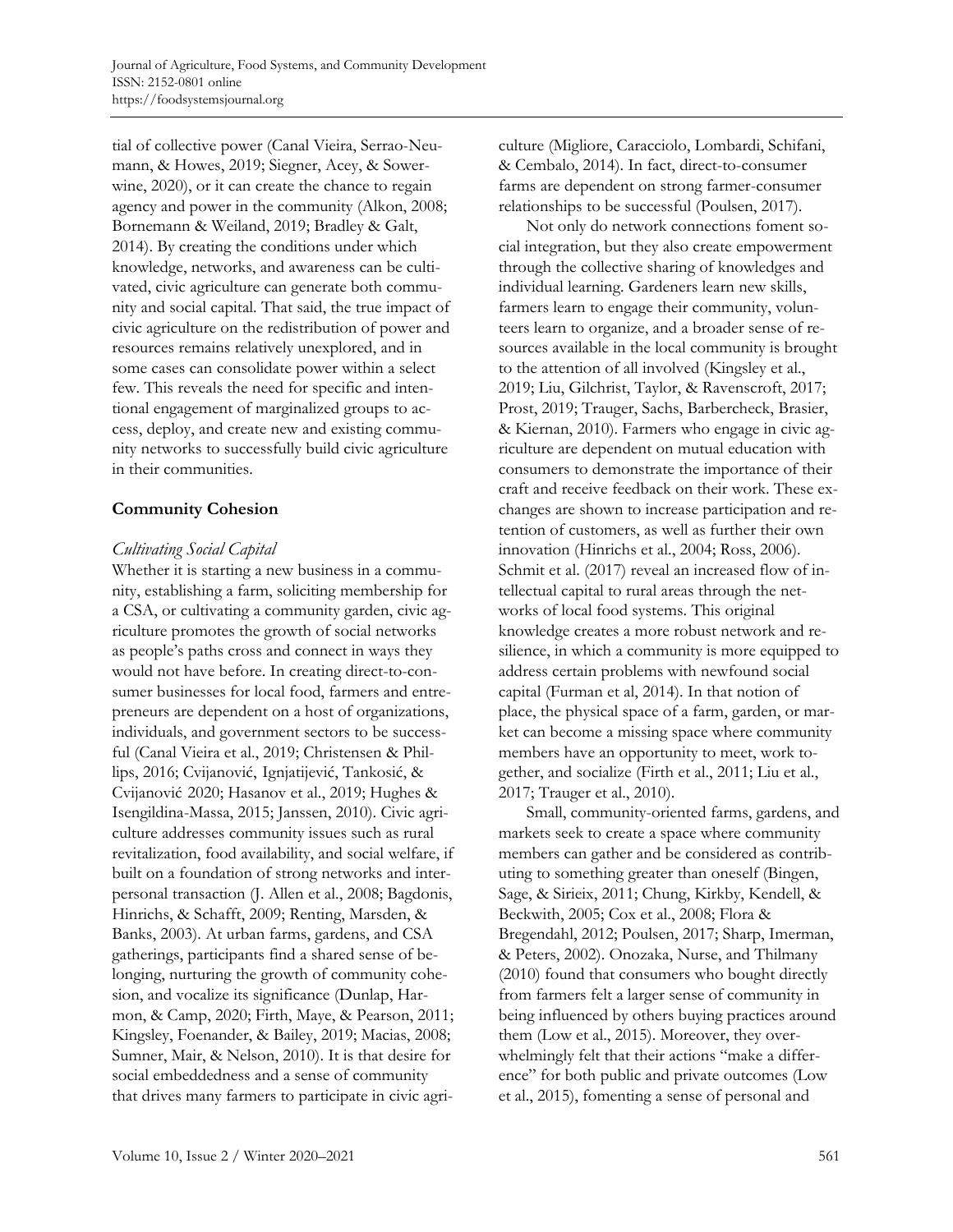tial of collective power (Canal Vieira, Serrao-Neumann, & Howes, 2019; Siegner, Acey, & Sowerwine, 2020), or it can create the chance to regain agency and power in the community (Alkon, 2008; Bornemann & Weiland, 2019; Bradley & Galt, 2014). By creating the conditions under which knowledge, networks, and awareness can be cultivated, civic agriculture can generate both community and social capital. That said, the true impact of civic agriculture on the redistribution of power and resources remains relatively unexplored, and in some cases can consolidate power within a select few. This reveals the need for specific and intentional engagement of marginalized groups to access, deploy, and create new and existing community networks to successfully build civic agriculture in their communities.

## Community Cohesion

### *Cultivating Social Capital*

Whether it is starting a new business in a community, establishing a farm, soliciting membership for a CSA, or cultivating a community garden, civic agriculture promotes the growth of social networks as people's paths cross and connect in ways they would not have before. In creating direct-to-consumer businesses for local food, farmers and entrepreneurs are dependent on a host of organizations, individuals, and government sectors to be successful (Canal Vieira et al., 2019; Christensen & Phillips, 2016; Cvijanović, Ignjatijević, Tankosić, & Cvijanović 2020; Hasanov et al., 2019; Hughes & Isengildina-Massa, 2015; Janssen, 2010). Civic agriculture addresses community issues such as rural revitalization, food availability, and social welfare, if built on a foundation of strong networks and interpersonal transaction (J. Allen et al., 2008; Bagdonis, Hinrichs, & Schafft, 2009; Renting, Marsden, & Banks, 2003). At urban farms, gardens, and CSA gatherings, participants find a shared sense of belonging, nurturing the growth of community cohesion, and vocalize its significance (Dunlap, Harmon, & Camp, 2020; Firth, Maye, & Pearson, 2011; Kingsley, Foenander, & Bailey, 2019; Macias, 2008; Sumner, Mair, & Nelson, 2010). It is that desire for social embeddedness and a sense of community that drives many farmers to participate in civic agriculture (Migliore, Caracciolo, Lombardi, Schifani, & Cembalo, 2014). In fact, direct-to-consumer farms are dependent on strong farmer-consumer relationships to be successful (Poulsen, 2017).

Not only do network connections foment social integration, but they also create empowerment through the collective sharing of knowledges and individual learning. Gardeners learn new skills, farmers learn to engage their community, volunteers learn to organize, and a broader sense of resources available in the local community is brought to the attention of all involved (Kingsley et al., 2019; Liu, Gilchrist, Taylor, & Ravenscroft, 2017; Prost, 2019; Trauger, Sachs, Barbercheck, Brasier, & Kiernan, 2010). Farmers who engage in civic agriculture are dependent on mutual education with consumers to demonstrate the importance of their craft and receive feedback on their work. These exchanges are shown to increase participation and retention of customers, as well as further their own innovation (Hinrichs et al., 2004; Ross, 2006). Schmit et al. (2017) reveal an increased flow of intellectual capital to rural areas through the networks of local food systems. This original knowledge creates a more robust network and resilience, in which a community is more equipped to address certain problems with newfound social capital (Furman et al, 2014). In that notion of place, the physical space of a farm, garden, or market can become a missing space where community members have an opportunity to meet, work together, and socialize (Firth et al., 2011; Liu et al., 2017; Trauger et al., 2010).

Small, community-oriented farms, gardens, and markets seek to create a space where community members can gather and be considered as contributing to something greater than oneself (Bingen, Sage, & Sirieix, 2011; Chung, Kirkby, Kendell, & Beckwith, 2005; Cox et al., 2008; Flora & Bregendahl, 2012; Poulsen, 2017; Sharp, Imerman, & Peters, 2002). Onozaka, Nurse, and Thilmany (2010) found that consumers who bought directly from farmers felt a larger sense of community in being influenced by others buying practices around them (Low et al., 2015). Moreover, they overwhelmingly felt that their actions "make a difference" for both public and private outcomes (Low et al., 2015), fomenting a sense of personal and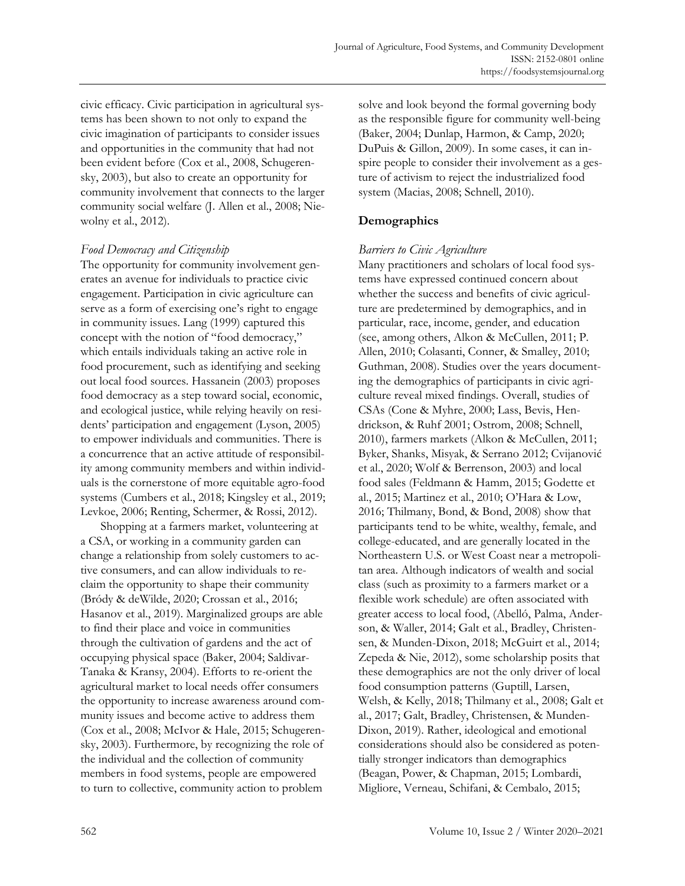civic efficacy. Civic participation in agricultural systems has been shown to not only to expand the civic imagination of participants to consider issues and opportunities in the community that had not been evident before (Cox et al., 2008, Schugurensky, 2003), but also to create an opportunity for community involvement that connects to the larger community social welfare (J. Allen et al., 2008; Niewolny et al., 2012).

### *Food Democracy and Citizenship*

The opportunity for community involvement generates an avenue for individuals to practice civic engagement. Participation in civic agriculture can serve as a form of exercising one's right to engage in community issues. Lang (1999) captured this concept with the notion of "food democracy," which entails individuals taking an active role in food procurement, such as identifying and seeking out local food sources. Hassanein (2003) proposes food democracy as a step toward social, economic, and ecological justice, while relying heavily on residents' participation and engagement (Lyson, 2005) to empower individuals and communities. There is a concurrence that an active attitude of responsibility among community members and within individuals is the cornerstone of more equitable agro-food systems (Cumbers et al., 2018; Kingsley et al., 2019; Levkoe, 2006; Renting, Schermer, & Rossi, 2012).

Shopping at a farmers market, volunteering at a CSA, or working in a community garden can change a relationship from solely customers to active consumers, and can allow individuals to reclaim the opportunity to shape their community (Bródy & deWilde, 2020; Crossan et al., 2016; Hasanov et al., 2019). Marginalized groups are able to find their place and voice in communities through the cultivation of gardens and the act of occupying physical space (Baker, 2004; Saldivar-Tanaka & Kransy, 2004). Efforts to re-orient the agricultural market to local needs offer consumers the opportunity to increase awareness around community issues and become active to address them (Cox et al., 2008; McIvor & Hale, 2015; Schugurensky, 2003). Furthermore, by recognizing the role of the individual and the collection of community members in food systems, people are empowered to turn to collective, community action to problem solve and look beyond the formal governing body as the responsible figure for community well-being (Baker, 2004; Dunlap, Harmon, & Camp, 2020; DuPuis & Gillon, 2009). In some cases, it can inspire people to consider their involvement as a gesture of activism to reject the industrialized food system (Macias, 2008; Schnell, 2010).

## Demographics

### *Barriers to Civic Agriculture*

Many practitioners and scholars of local food systems have expressed continued concern about whether the success and benefits of civic agriculture are predetermined by demographics, and in particular, race, income, gender, and education (see, among others, Alkon & McCullen, 2011; P. Allen, 2010; Colasanti, Conner, & Smalley, 2010; Guthman, 2008). Studies over the years documenting the demographics of participants in civic agriculture reveal mixed findings. Overall, studies of CSAs (Cone & Myhre, 2000; Lass, Bevis, Hendrickson, & Ruhf 2001; Ostrom, 2008; Schnell, 2010), farmers markets (Alkon & McCullen, 2011; Byker, Shanks, Misyak, & Serrano 2012; Cvijanović et al., 2020; Wolf & Berrenson, 2003) and local food sales (Feldmann & Hamm, 2015; Godette et al., 2015; Martinez et al., 2010; O'Hara & Low, 2016; Thilmany, Bond, & Bond, 2008) show that participants tend to be white, wealthy, female, and college-educated, and are generally located in the Northeastern U.S. or West Coast near a metropolitan area. Although indicators of wealth and social class (such as proximity to a farmers market or a flexible work schedule) are often associated with greater access to local food, (Abelló, Palma, Anderson, & Waller, 2014; Galt et al., Bradley, Christensen, & Munden-Dixon, 2018; McGuirt et al., 2014; Zepeda & Nie, 2012), some scholarship posits that these demographics are not the only driver of local food consumption patterns (Guptill, Larsen, Welsh, & Kelly, 2018; Thilmany et al., 2008; Galt et al., 2017; Galt, Bradley, Christensen, & Munden-Dixon, 2019). Rather, ideological and emotional considerations should also be considered as potentially stronger indicators than demographics (Beagan, Power, & Chapman, 2015; Lombardi, Migliore, Verneau, Schifani, & Cembalo, 2015;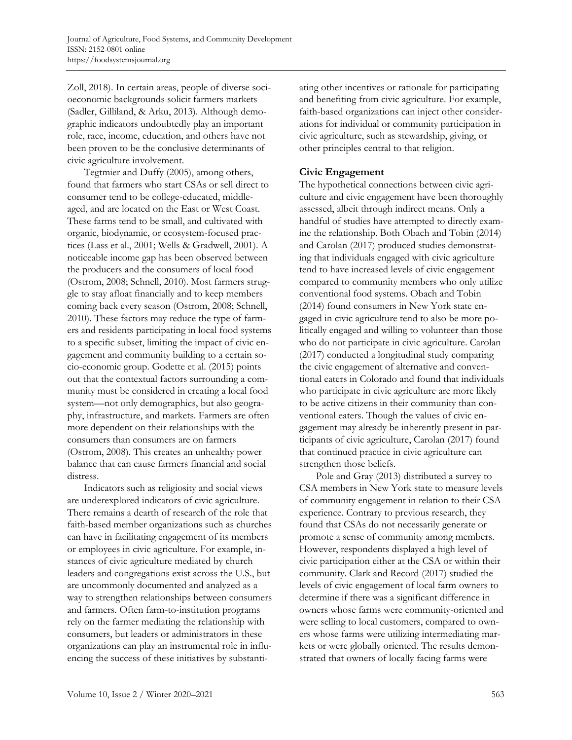Zoll, 2018). In certain areas, people of diverse socioeconomic backgrounds solicit farmers markets (Sadler, Gilliland, & Arku, 2013). Although demographic indicators undoubtedly play an important role, race, income, education, and others have not been proven to be the conclusive determinants of civic agriculture involvement.

Tegtmier and Duffy (2005), among others, found that farmers who start CSAs or sell direct to consumer tend to be college-educated, middle-aged, and are located on the East or West Coast. These farms tend to be small, and cultivated with organic, biodynamic, or ecosystem-focused practices (Lass et al., 2001; Wells & Gradwell, 2001). A noticeable income gap has been observed between the producers and the consumers of local food (Ostrom, 2008; Schnell, 2010). Most farmers struggle to stay afloat financially and to keep members coming back every season (Ostrom, 2008; Schnell, 2010). These factors may reduce the type of farmers and residents participating in local food systems to a specific subset, limiting the impact of civic engagement and community building to a certain socio-economic group. Godette et al. (2015) points out that the contextual factors surrounding a community must be considered in creating a local food system—not only demographics, but also geography, infrastructure, and markets. Farmers are often more dependent on their relationships with the consumers than consumers are on farmers (Ostrom, 2008). This creates an unhealthy power balance that can cause farmers financial and social distress.

Indicators such as religiosity and social views are underexplored indicators of civic agriculture. There remains a dearth of research of the role that faith-based member organizations such as churches can have in facilitating engagement of its members or employees in civic agriculture. For example, instances of civic agriculture mediated by church leaders and congregations exist across the U.S., but are uncommonly documented and analyzed as a way to strengthen relationships between consumers and farmers. Often farm-to-institution programs rely on the farmer mediating the relationship with consumers, but leaders or administrators in these organizations can play an instrumental role in influencing the success of these initiatives by substantiating other incentives or rationale for participating and benefiting from civic agriculture. For example, faith-based organizations can inject other considerations for individual or community participation in civic agriculture, such as stewardship, giving, or other principles central to that religion.

### Civic Engagement

The hypothetical connections between civic agriculture and civic engagement have been thoroughly assessed, albeit through indirect means. Only a handful of studies have attempted to directly examine the relationship. Both Obach and Tobin (2014) and Carolan (2017) produced studies demonstrating that individuals engaged with civic agriculture tend to have increased levels of civic engagement compared to community members who only utilize conventional food systems. Obach and Tobin (2014) found consumers in New York state engaged in civic agriculture tend to also be more politically engaged and willing to volunteer than those who do not participate in civic agriculture. Carolan (2017) conducted a longitudinal study comparing the civic engagement of alternative and conventional eaters in Colorado and found that individuals who participate in civic agriculture are more likely to be active citizens in their community than conventional eaters. Though the values of civic engagement may already be inherently present in participants of civic agriculture, Carolan (2017) found that continued practice in civic agriculture can strengthen those beliefs.

Pole and Gray (2013) distributed a survey to CSA members in New York state to measure levels of community engagement in relation to their CSA experience. Contrary to previous research, they found that CSAs do not necessarily generate or promote a sense of community among members. However, respondents displayed a high level of civic participation either at the CSA or within their community. Clark and Record (2017) studied the levels of civic engagement of local farm owners to determine if there was a significant difference in owners whose farms were community-oriented and were selling to local customers, compared to owners whose farms were utilizing intermediating markets or were globally oriented. The results demonstrated that owners of locally facing farms were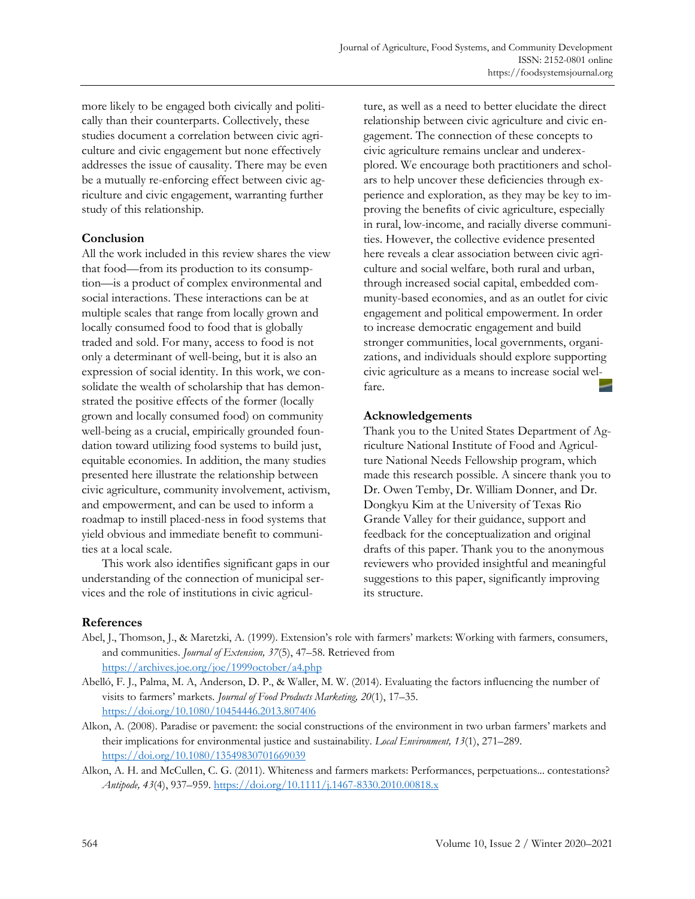more likely to be engaged both civically and politically than their counterparts. Collectively, these studies document a correlation between civic agriculture and civic engagement but none effectively addresses the issue of causality. There may be even be a mutually re-enforcing effect between civic agriculture and civic engagement, warranting further study of this relationship.

## Conclusion

All the work included in this review shares the view that food—from its production to its consumption—is a product of complex environmental and social interactions. These interactions can be at multiple scales that range from locally grown and locally consumed food to food that is globally traded and sold. For many, access to food is not only a determinant of well-being, but it is also an expression of social identity. In this work, we consolidate the wealth of scholarship that has demonstrated the positive effects of the former (locally grown and locally consumed food) on community well-being as a crucial, empirically grounded foundation toward utilizing food systems to build just, equitable economies. In addition, the many studies presented here illustrate the relationship between civic agriculture, community involvement, activism, and empowerment, and can be used to inform a roadmap to instill placed-ness in food systems that yield obvious and immediate benefit to communities at a local scale.

This work also identifies significant gaps in our understanding of the connection of municipal services and the role of institutions in civic agriculture, as well as a need to better elucidate the direct relationship between civic agriculture and civic engagement. The connection of these concepts to civic agriculture remains unclear and underexplored. We encourage both practitioners and scholars to help uncover these deficiencies through experience and exploration, as they may be key to improving the benefits of civic agriculture, especially in rural, low-income, and racially diverse communities. However, the collective evidence presented here reveals a clear association between civic agriculture and social welfare, both rural and urban, through increased social capital, embedded community-based economies, and as an outlet for civic engagement and political empowerment. In order to increase democratic engagement and build stronger communities, local governments, organizations, and individuals should explore supporting civic agriculture as a means to increase social welfare.

## Acknowledgements

Thank you to the United States Department of Agriculture National Institute of Food and Agriculture National Needs Fellowship program, which made this research possible. A sincere thank you to Dr. Owen Temby, Dr. William Donner, and Dr. Dongkyu Kim at the University of Texas Rio Grande Valley for their guidance, support and feedback for the conceptualization and original drafts of this paper. Thank you to the anonymous reviewers who provided insightful and meaningful suggestions to this paper, significantly improving its structure.

## References

Abel, J., Thomson, J., & Maretzki, A. (1999). Extension's role with farmers' markets: Working with farmers, consumers, and communities. *Journal of Extension, 37*(5), 47–58. Retrieved from https://archives.joe.org/joe/1999october/a4.php

Abelló, F. J., Palma, M. A, Anderson, D. P., & Waller, M. W. (2014). Evaluating the factors influencing the number of visits to farmers' markets. *Journal of Food Products Marketing, 20*(1), 17–35. https://doi.org/10.1080/10454446.2013.807406

Alkon, A. (2008). Paradise or pavement: the social constructions of the environment in two urban farmers' markets and their implications for environmental justice and sustainability. *Local Environment, 13*(1), 271–289. https://doi.org/10.1080/13549830701669039

Alkon, A. H. and McCullen, C. G. (2011). Whiteness and farmers markets: Performances, perpetuations... contestations? *Antipode, 43*(4), 937–959. https://doi.org/10.1111/j.1467-8330.2010.00818.x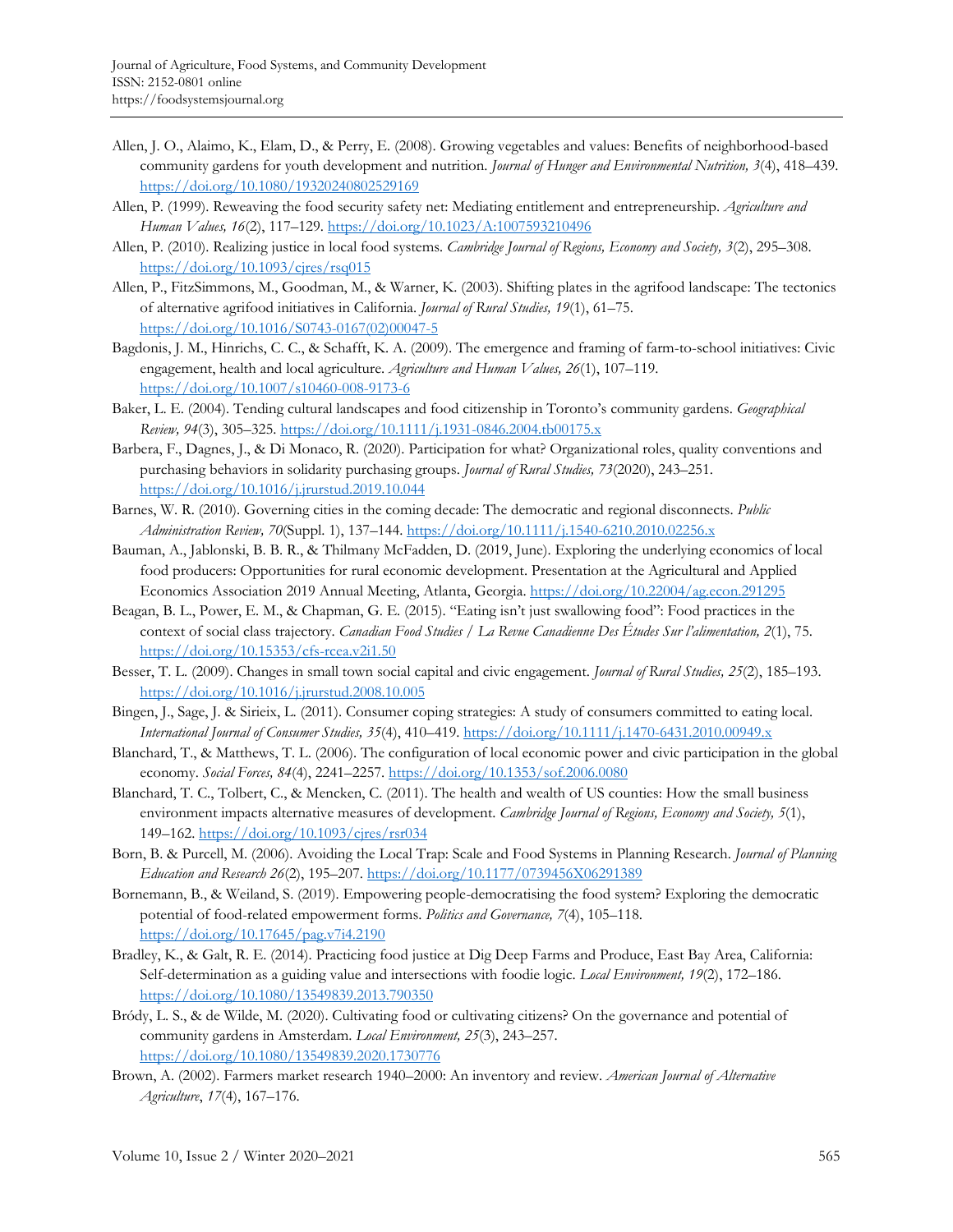Allen, J. O., Alaimo, K., Elam, D., & Perry, E. (2008). Growing vegetables and values: Benefits of neighborhood-based community gardens for youth development and nutrition. *Journal of Hunger and Environmental Nutrition, 3*(4), 418–439. https://doi.org/10.1080/19320240802529169

Allen, P. (1999). Reweaving the food security safety net: Mediating entitlement and entrepreneurship. *Agriculture and Human Values, 16*(2), 117–129. https://doi.org/10.1023/A:1007593210496

Allen, P. (2010). Realizing justice in local food systems. *Cambridge Journal of Regions, Economy and Society, 3*(2), 295–308. https://doi.org/10.1093/cjres/rsq015

Allen, P., FitzSimmons, M., Goodman, M., & Warner, K. (2003). Shifting plates in the agrifood landscape: The tectonics of alternative agrifood initiatives in California. *Journal of Rural Studies, 19*(1), 61–75. https://doi.org/10.1016/S0743-0167(02)00047-5

Bagdonis, J. M., Hinrichs, C. C., & Schafft, K. A. (2009). The emergence and framing of farm-to-school initiatives: Civic engagement, health and local agriculture. *Agriculture and Human Values, 26*(1), 107–119. https://doi.org/10.1007/s10460-008-9173-6

Baker, L. E. (2004). Tending cultural landscapes and food citizenship in Toronto's community gardens. *Geographical Review, 94*(3), 305–325. https://doi.org/10.1111/j.1931-0846.2004.tb00175.x

Barbera, F., Dagnes, J., & Di Monaco, R. (2020). Participation for what? Organizational roles, quality conventions and purchasing behaviors in solidarity purchasing groups. *Journal of Rural Studies, 73*(2020), 243–251. https://doi.org/10.1016/j.jrurstud.2019.10.044

Barnes, W. R. (2010). Governing cities in the coming decade: The democratic and regional disconnects. *Public Administration Review, 70*(Suppl. 1), 137–144. https://doi.org/10.1111/j.1540-6210.2010.02256.x

Bauman, A., Jablonski, B. B. R., & Thilmany McFadden, D. (2019, June). Exploring the underlying economics of local food producers: Opportunities for rural economic development. Presentation at the Agricultural and Applied Economics Association 2019 Annual Meeting, Atlanta, Georgia. https://doi.org/10.22004/ag.econ.291295

Beagan, B. L., Power, E. M., & Chapman, G. E. (2015). "Eating isn't just swallowing food": Food practices in the context of social class trajectory. *Canadian Food Studies / La Revue Canadienne Des Études Sur l'alimentation, 2*(1), 75. https://doi.org/10.15353/cfs-rcea.v2i1.50

Besser, T. L. (2009). Changes in small town social capital and civic engagement. *Journal of Rural Studies, 25*(2), 185–193. https://doi.org/10.1016/j.jrurstud.2008.10.005

Bingen, J., Sage, J. & Sirieix, L. (2011). Consumer coping strategies: A study of consumers committed to eating local. *International Journal of Consumer Studies, 35*(4), 410–419. https://doi.org/10.1111/j.1470-6431.2010.00949.x

Blanchard, T., & Matthews, T. L. (2006). The configuration of local economic power and civic participation in the global economy. *Social Forces, 84*(4), 2241–2257. https://doi.org/10.1353/sof.2006.0080

Blanchard, T. C., Tolbert, C., & Mencken, C. (2011). The health and wealth of US counties: How the small business environment impacts alternative measures of development. *Cambridge Journal of Regions, Economy and Society, 5*(1), 149–162. https://doi.org/10.1093/cjres/rsr034

Born, B. & Purcell, M. (2006). Avoiding the Local Trap: Scale and Food Systems in Planning Research. *Journal of Planning Education and Research 26*(2), 195–207. https://doi.org/10.1177/0739456X06291389

Bornemann, B., & Weiland, S. (2019). Empowering people-democratising the food system? Exploring the democratic potential of food-related empowerment forms. *Politics and Governance, 7*(4), 105–118. https://doi.org/10.17645/pag.v7i4.2190

Bradley, K., & Galt, R. E. (2014). Practicing food justice at Dig Deep Farms and Produce, East Bay Area, California: Self-determination as a guiding value and intersections with foodie logic. *Local Environment, 19*(2), 172–186. https://doi.org/10.1080/13549839.2013.790350

Bródy, L. S., & de Wilde, M. (2020). Cultivating food or cultivating citizens? On the governance and potential of community gardens in Amsterdam. *Local Environment, 25*(3), 243–257. https://doi.org/10.1080/13549839.2020.1730776

Brown, A. (2002). Farmers market research 1940–2000: An inventory and review. *American Journal of Alternative Agriculture*, *17*(4), 167–176.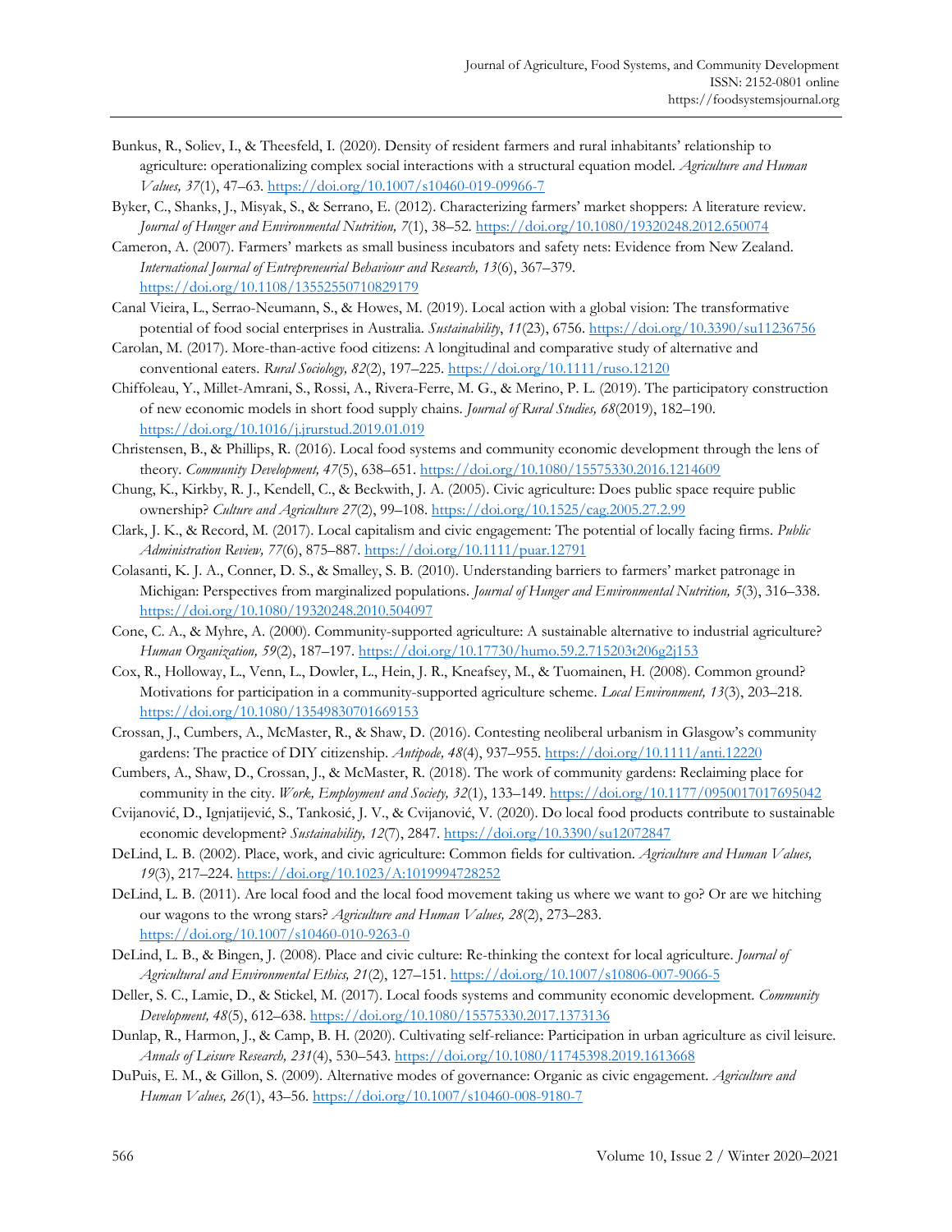Bunkus, R., Soliev, I., & Theesfeld, I. (2020). Density of resident farmers and rural inhabitants' relationship to agriculture: operationalizing complex social interactions with a structural equation model. *Agriculture and Human Values, 37*(1), 47–63. https://doi.org/10.1007/s10460-019-09966-7

Byker, C., Shanks, J., Misyak, S., & Serrano, E. (2012). Characterizing farmers' market shoppers: A literature review. *Journal of Hunger and Environmental Nutrition, 7*(1), 38–52. https://doi.org/10.1080/19320248.2012.650074

Cameron, A. (2007). Farmers' markets as small business incubators and safety nets: Evidence from New Zealand. *International Journal of Entrepreneurial Behaviour and Research, 13*(6), 367–379. https://doi.org/10.1108/13552550710829179

Canal Vieira, L., Serrao-Neumann, S., & Howes, M. (2019). Local action with a global vision: The transformative potential of food social enterprises in Australia. *Sustainability*, *11*(23), 6756. https://doi.org/10.3390/su11236756

Carolan, M. (2017). More-than-active food citizens: A longitudinal and comparative study of alternative and conventional eaters. *Rural Sociology, 82*(2), 197–225. https://doi.org/10.1111/ruso.12120

Chiffoleau, Y., Millet-Amrani, S., Rossi, A., Rivera-Ferre, M. G., & Merino, P. L. (2019). The participatory construction of new economic models in short food supply chains. *Journal of Rural Studies, 68*(2019), 182–190. https://doi.org/10.1016/j.jrurstud.2019.01.019

Christensen, B., & Phillips, R. (2016). Local food systems and community economic development through the lens of theory. *Community Development, 47*(5), 638–651. https://doi.org/10.1080/15575330.2016.1214609

Chung, K., Kirkby, R. J., Kendell, C., & Beckwith, J. A. (2005). Civic agriculture: Does public space require public ownership? *Culture and Agriculture 27*(2), 99–108. https://doi.org/10.1525/cag.2005.27.2.99

Clark, J. K., & Record, M. (2017). Local capitalism and civic engagement: The potential of locally facing firms. *Public Administration Review, 77*(6), 875–887. https://doi.org/10.1111/puar.12791

Colasanti, K. J. A., Conner, D. S., & Smalley, S. B. (2010). Understanding barriers to farmers' market patronage in Michigan: Perspectives from marginalized populations. *Journal of Hunger and Environmental Nutrition, 5*(3), 316–338. https://doi.org/10.1080/19320248.2010.504097

Cone, C. A., & Myhre, A. (2000). Community-supported agriculture: A sustainable alternative to industrial agriculture? *Human Organization, 59*(2), 187–197. https://doi.org/10.17730/humo.59.2.715203t206g2j153

Cox, R., Holloway, L., Venn, L., Dowler, L., Hein, J. R., Kneafsey, M., & Tuomainen, H. (2008). Common ground? Motivations for participation in a community-supported agriculture scheme. *Local Environment, 13*(3), 203–218. https://doi.org/10.1080/13549830701669153

Crossan, J., Cumbers, A., McMaster, R., & Shaw, D. (2016). Contesting neoliberal urbanism in Glasgow's community gardens: The practice of DIY citizenship. *Antipode, 48*(4), 937–955. https://doi.org/10.1111/anti.12220

Cumbers, A., Shaw, D., Crossan, J., & McMaster, R. (2018). The work of community gardens: Reclaiming place for community in the city. *Work, Employment and Society, 32*(1), 133–149. https://doi.org/10.1177/0950017017695042

Cvijanović, D., Ignjatijević, S., Tankosić, J. V., & Cvijanović, V. (2020). Do local food products contribute to sustainable economic development? *Sustainability, 12*(7), 2847. https://doi.org/10.3390/su12072847

DeLind, L. B. (2002). Place, work, and civic agriculture: Common fields for cultivation. *Agriculture and Human Values, 19*(3), 217–224. https://doi.org/10.1023/A:1019994728252

DeLind, L. B. (2011). Are local food and the local food movement taking us where we want to go? Or are we hitching our wagons to the wrong stars? *Agriculture and Human Values, 28*(2), 273–283. https://doi.org/10.1007/s10460-010-9263-0

DeLind, L. B., & Bingen, J. (2008). Place and civic culture: Re-thinking the context for local agriculture. *Journal of Agricultural and Environmental Ethics, 21*(2), 127–151. https://doi.org/10.1007/s10806-007-9066-5

Deller, S. C., Lamie, D., & Stickel, M. (2017). Local foods systems and community economic development. *Community Development, 48*(5), 612–638. https://doi.org/10.1080/15575330.2017.1373136

Dunlap, R., Harmon, J., & Camp, B. H. (2020). Cultivating self-reliance: Participation in urban agriculture as civil leisure. *Annals of Leisure Research, 231*(4), 530–543. https://doi.org/10.1080/11745398.2019.1613668

DuPuis, E. M., & Gillon, S. (2009). Alternative modes of governance: Organic as civic engagement. *Agriculture and Human Values, 26*(1), 43–56. https://doi.org/10.1007/s10460-008-9180-7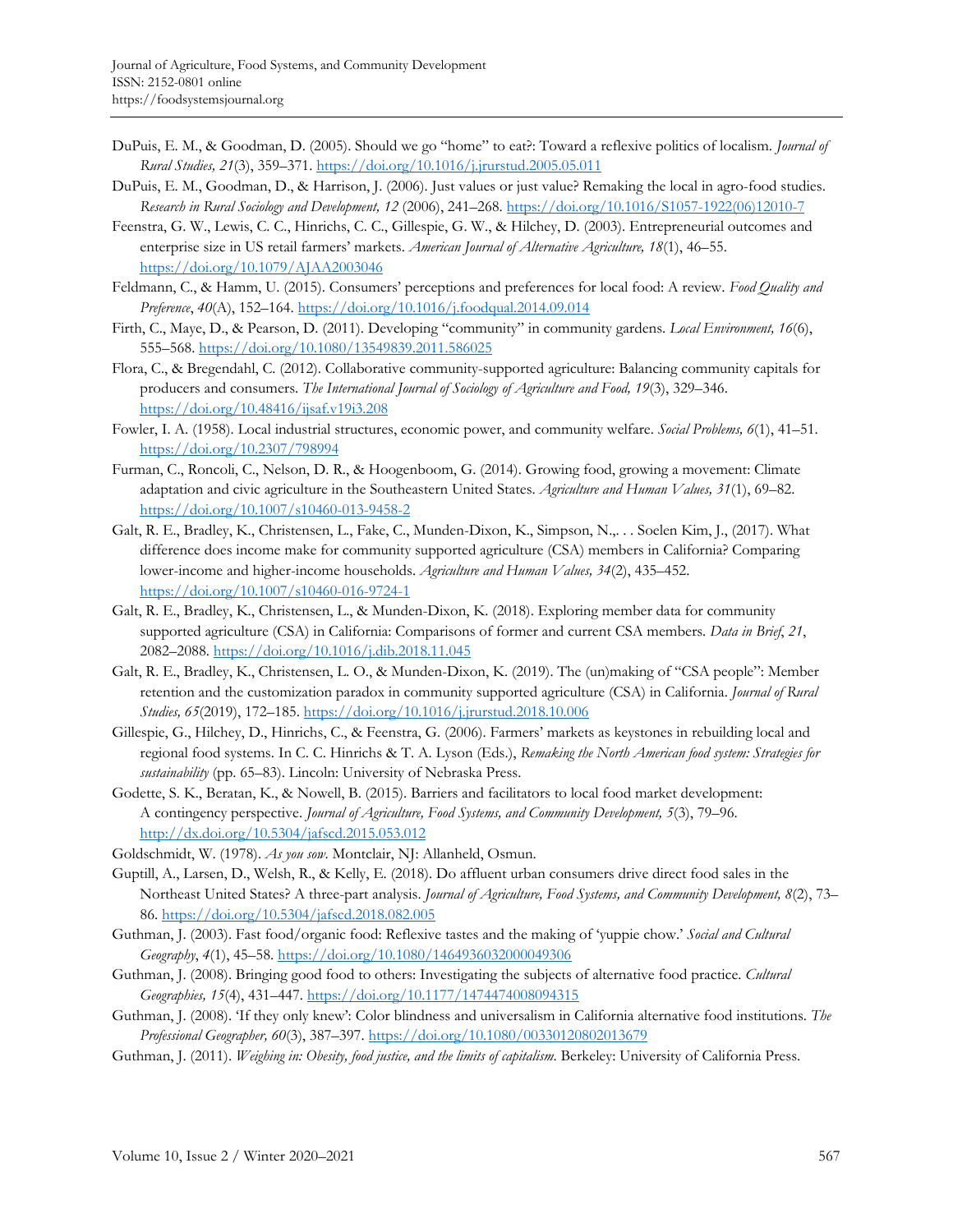DuPuis, E. M., & Goodman, D. (2005). Should we go "home" to eat?: Toward a reflexive politics of localism. *Journal of Rural Studies, 21*(3), 359–371. https://doi.org/10.1016/j.jrurstud.2005.05.011

DuPuis, E. M., Goodman, D., & Harrison, J. (2006). Just values or just value? Remaking the local in agro-food studies. *Research in Rural Sociology and Development, 12* (2006), 241–268. https://doi.org/10.1016/S1057-1922(06)12010-7

Feenstra, G. W., Lewis, C. C., Hinrichs, C. C., Gillespie, G. W., & Hilchey, D. (2003). Entrepreneurial outcomes and enterprise size in US retail farmers' markets. *American Journal of Alternative Agriculture, 18*(1), 46–55. https://doi.org/10.1079/AJAA2003046

Feldmann, C., & Hamm, U. (2015). Consumers' perceptions and preferences for local food: A review. *Food Quality and Preference*, *40*(A), 152–164. https://doi.org/10.1016/j.foodqual.2014.09.014

Firth, C., Maye, D., & Pearson, D. (2011). Developing "community" in community gardens. *Local Environment, 16*(6), 555–568. https://doi.org/10.1080/13549839.2011.586025

Flora, C., & Bregendahl, C. (2012). Collaborative community-supported agriculture: Balancing community capitals for producers and consumers. *The International Journal of Sociology of Agriculture and Food, 19*(3), 329–346. https://doi.org/10.48416/ijsaf.v19i3.208

Fowler, I. A. (1958). Local industrial structures, economic power, and community welfare. *Social Problems, 6*(1), 41–51. https://doi.org/10.2307/798994

Furman, C., Roncoli, C., Nelson, D. R., & Hoogenboom, G. (2014). Growing food, growing a movement: Climate adaptation and civic agriculture in the Southeastern United States. *Agriculture and Human Values, 31*(1), 69–82. https://doi.org/10.1007/s10460-013-9458-2

Galt, R. E., Bradley, K., Christensen, L., Fake, C., Munden-Dixon, K., Simpson, N.,. . . Soelen Kim, J., (2017). What difference does income make for community supported agriculture (CSA) members in California? Comparing lower-income and higher-income households. *Agriculture and Human Values, 34*(2), 435–452. https://doi.org/10.1007/s10460-016-9724-1

Galt, R. E., Bradley, K., Christensen, L., & Munden-Dixon, K. (2018). Exploring member data for community supported agriculture (CSA) in California: Comparisons of former and current CSA members. *Data in Brief*, *21*, 2082–2088. https://doi.org/10.1016/j.dib.2018.11.045

Galt, R. E., Bradley, K., Christensen, L. O., & Munden-Dixon, K. (2019). The (un)making of "CSA people": Member retention and the customization paradox in community supported agriculture (CSA) in California. *Journal of Rural Studies, 65*(2019), 172–185. https://doi.org/10.1016/j.jrurstud.2018.10.006

Gillespie, G., Hilchey, D., Hinrichs, C., & Feenstra, G. (2006). Farmers' markets as keystones in rebuilding local and regional food systems. In C. C. Hinrichs & T. A. Lyson (Eds.), *Remaking the North American food system: Strategies for sustainability* (pp. 65–83). Lincoln: University of Nebraska Press.

Godette, S. K., Beratan, K., & Nowell, B. (2015). Barriers and facilitators to local food market development: A contingency perspective. *Journal of Agriculture, Food Systems, and Community Development, 5*(3), 79–96. http://dx.doi.org/10.5304/jafscd.2015.053.012

Goldschmidt, W. (1978). *As you sow*. Montclair, NJ: Allanheld, Osmun.

Guptill, A., Larsen, D., Welsh, R., & Kelly, E. (2018). Do affluent urban consumers drive direct food sales in the Northeast United States? A three-part analysis. *Journal of Agriculture, Food Systems, and Community Development, 8*(2), 73–86. https://doi.org/10.5304/jafscd.2018.082.005

Guthman, J. (2003). Fast food/organic food: Reflexive tastes and the making of 'yuppie chow.' *Social and Cultural Geography*, *4*(1), 45–58. https://doi.org/10.1080/1464936032000049306

Guthman, J. (2008). Bringing good food to others: Investigating the subjects of alternative food practice. *Cultural Geographies, 15*(4), 431–447. https://doi.org/10.1177/1474474008094315

Guthman, J. (2008). 'If they only knew': Color blindness and universalism in California alternative food institutions. *The Professional Geographer, 60*(3), 387–397. https://doi.org/10.1080/00330120802013679

Guthman, J. (2011). *Weighing in: Obesity, food justice, and the limits of capitalism*. Berkeley: University of California Press.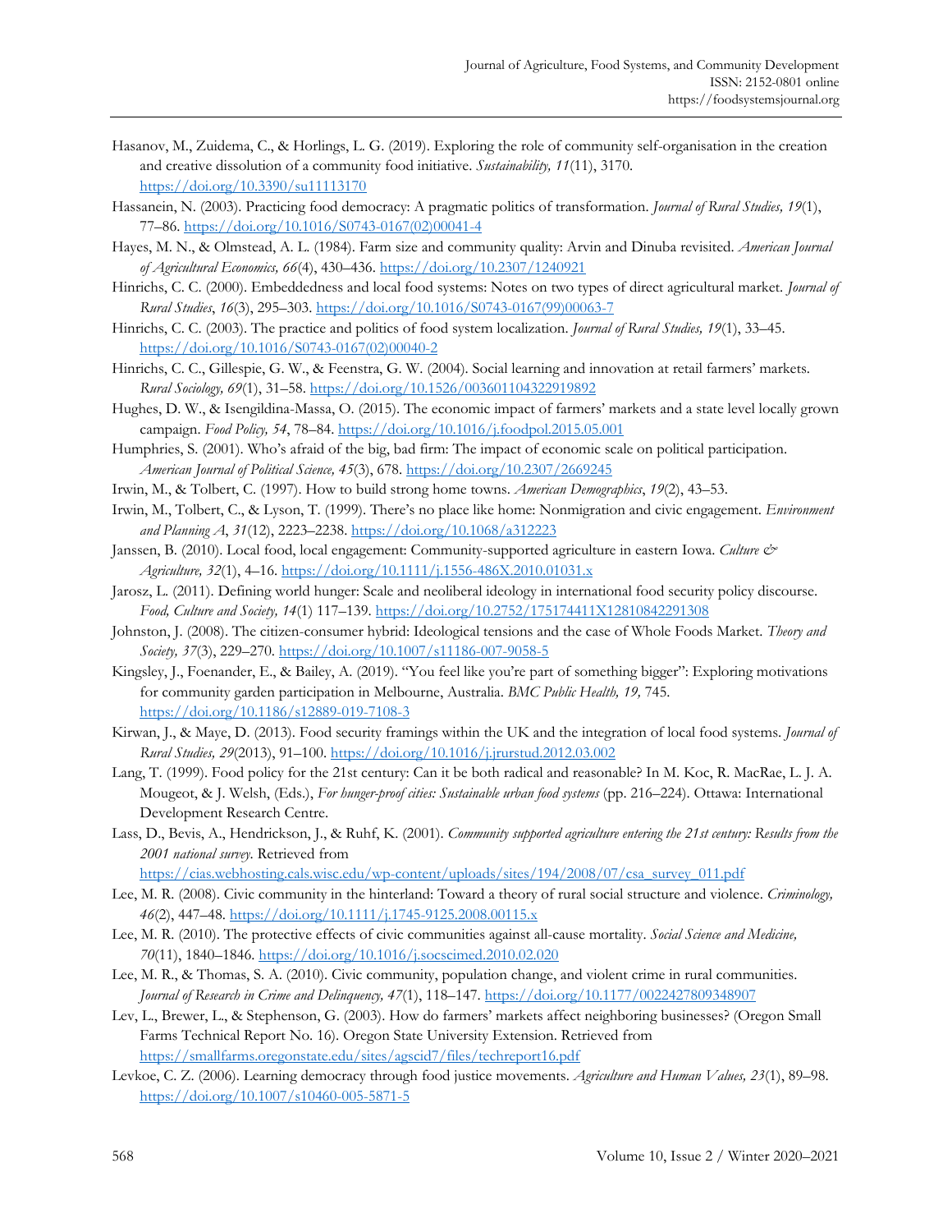Hasanov, M., Zuidema, C., & Horlings, L. G. (2019). Exploring the role of community self-organisation in the creation and creative dissolution of a community food initiative. *Sustainability, 11*(11), 3170. https://doi.org/10.3390/su11113170

Hassanein, N. (2003). Practicing food democracy: A pragmatic politics of transformation. *Journal of Rural Studies, 19*(1), 77–86. https://doi.org/10.1016/S0743-0167(02)00041-4

Hayes, M. N., & Olmstead, A. L. (1984). Farm size and community quality: Arvin and Dinuba revisited. *American Journal of Agricultural Economics, 66*(4), 430–436. https://doi.org/10.2307/1240921

Hinrichs, C. C. (2000). Embeddedness and local food systems: Notes on two types of direct agricultural market. *Journal of Rural Studies*, *16*(3), 295–303. https://doi.org/10.1016/S0743-0167(99)00063-7

Hinrichs, C. C. (2003). The practice and politics of food system localization. *Journal of Rural Studies, 19*(1), 33–45. https://doi.org/10.1016/S0743-0167(02)00040-2

Hinrichs, C. C., Gillespie, G. W., & Feenstra, G. W. (2004). Social learning and innovation at retail farmers' markets. *Rural Sociology, 69*(1), 31–58. https://doi.org/10.1526/003601104322919892

Hughes, D. W., & Isengildina-Massa, O. (2015). The economic impact of farmers' markets and a state level locally grown campaign. *Food Policy, 54*, 78–84. https://doi.org/10.1016/j.foodpol.2015.05.001

Humphries, S. (2001). Who's afraid of the big, bad firm: The impact of economic scale on political participation. *American Journal of Political Science, 45*(3), 678. https://doi.org/10.2307/2669245

Irwin, M., & Tolbert, C. (1997). How to build strong home towns. *American Demographics*, *19*(2), 43–53.

Irwin, M., Tolbert, C., & Lyson, T. (1999). There's no place like home: Nonmigration and civic engagement. *Environment and Planning A*, *31*(12), 2223–2238. https://doi.org/10.1068/a312223

Janssen, B. (2010). Local food, local engagement: Community-supported agriculture in eastern Iowa. *Culture & Agriculture, 32*(1), 4–16. https://doi.org/10.1111/j.1556-486X.2010.01031.x

Jarosz, L. (2011). Defining world hunger: Scale and neoliberal ideology in international food security policy discourse. *Food, Culture and Society, 14*(1) 117–139. https://doi.org/10.2752/175174411X12810842291308

Johnston, J. (2008). The citizen-consumer hybrid: Ideological tensions and the case of Whole Foods Market. *Theory and Society, 37*(3), 229–270. https://doi.org/10.1007/s11186-007-9058-5

Kingsley, J., Foenander, E., & Bailey, A. (2019). "You feel like you're part of something bigger": Exploring motivations for community garden participation in Melbourne, Australia. *BMC Public Health, 19,* 745. https://doi.org/10.1186/s12889-019-7108-3

Kirwan, J., & Maye, D. (2013). Food security framings within the UK and the integration of local food systems. *Journal of Rural Studies, 29*(2013), 91–100. https://doi.org/10.1016/j.jrurstud.2012.03.002

Lang, T. (1999). Food policy for the 21st century: Can it be both radical and reasonable? In M. Koc, R. MacRae, L. J. A. Mougeot, & J. Welsh, (Eds.), *For hunger-proof cities: Sustainable urban food systems* (pp. 216–224). Ottawa: International Development Research Centre.

Lass, D., Bevis, A., Hendrickson, J., & Ruhf, K. (2001). *Community supported agriculture entering the 21st century: Results from the 2001 national survey*. Retrieved from https://cias.webhosting.cals.wisc.edu/wp-content/uploads/sites/194/2008/07/csa_survey_011.pdf

Lee, M. R. (2008). Civic community in the hinterland: Toward a theory of rural social structure and violence. *Criminology, 46*(2), 447–48. https://doi.org/10.1111/j.1745-9125.2008.00115.x

Lee, M. R. (2010). The protective effects of civic communities against all-cause mortality. *Social Science and Medicine, 70*(11), 1840–1846. https://doi.org/10.1016/j.socscimed.2010.02.020

Lee, M. R., & Thomas, S. A. (2010). Civic community, population change, and violent crime in rural communities. *Journal of Research in Crime and Delinquency, 47*(1), 118–147. https://doi.org/10.1177/0022427809348907

Lev, L., Brewer, L., & Stephenson, G. (2003). How do farmers' markets affect neighboring businesses? (Oregon Small Farms Technical Report No. 16). Oregon State University Extension. Retrieved from https://smallfarms.oregonstate.edu/sites/agscid7/files/techreport16.pdf

Levkoe, C. Z. (2006). Learning democracy through food justice movements. *Agriculture and Human Values, 23*(1), 89–98. https://doi.org/10.1007/s10460-005-5871-5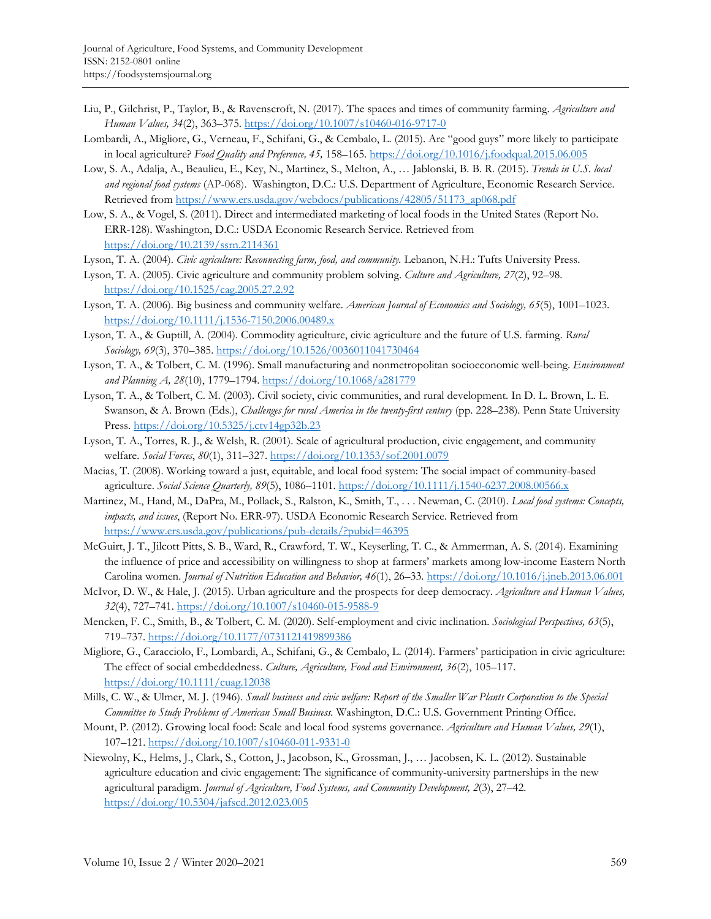Liu, P., Gilchrist, P., Taylor, B., & Ravenscroft, N. (2017). The spaces and times of community farming. *Agriculture and Human Values, 34*(2), 363–375. https://doi.org/10.1007/s10460-016-9717-0

Lombardi, A., Migliore, G., Verneau, F., Schifani, G., & Cembalo, L. (2015). Are "good guys" more likely to participate in local agriculture? *Food Quality and Preference, 45,* 158–165. https://doi.org/10.1016/j.foodqual.2015.06.005

Low, S. A., Adalja, A., Beaulieu, E., Key, N., Martinez, S., Melton, A., … Jablonski, B. B. R. (2015). *Trends in U.S. local and regional food systems* (AP-068). Washington, D.C.: U.S. Department of Agriculture, Economic Research Service. Retrieved from https://www.ers.usda.gov/webdocs/publications/42805/51173_ap068.pdf

Low, S. A., & Vogel, S. (2011). Direct and intermediated marketing of local foods in the United States (Report No. ERR-128). Washington, D.C.: USDA Economic Research Service. Retrieved from https://doi.org/10.2139/ssrn.2114361

Lyson, T. A. (2004). *Civic agriculture: Reconnecting farm, food, and community.* Lebanon, N.H.: Tufts University Press.

Lyson, T. A. (2005). Civic agriculture and community problem solving. *Culture and Agriculture, 27*(2), 92–98. https://doi.org/10.1525/cag.2005.27.2.92

Lyson, T. A. (2006). Big business and community welfare. *American Journal of Economics and Sociology, 65*(5), 1001–1023. https://doi.org/10.1111/j.1536-7150.2006.00489.x

Lyson, T. A., & Guptill, A. (2004). Commodity agriculture, civic agriculture and the future of U.S. farming. *Rural Sociology, 69*(3), 370–385. https://doi.org/10.1526/0036011041730464

Lyson, T. A., & Tolbert, C. M. (1996). Small manufacturing and nonmetropolitan socioeconomic well-being. *Environment and Planning A, 28*(10), 1779–1794. https://doi.org/10.1068/a281779

Lyson, T. A., & Tolbert, C. M. (2003). Civil society, civic communities, and rural development. In D. L. Brown, L. E. Swanson, & A. Brown (Eds.), *Challenges for rural America in the twenty-first century* (pp. 228–238). Penn State University Press. https://doi.org/10.5325/j.ctv14gp32b.23

Lyson, T. A., Torres, R. J., & Welsh, R. (2001). Scale of agricultural production, civic engagement, and community welfare. *Social Forces*, *80*(1), 311–327. https://doi.org/10.1353/sof.2001.0079

Macias, T. (2008). Working toward a just, equitable, and local food system: The social impact of community-based agriculture. *Social Science Quarterly, 89*(5), 1086–1101. https://doi.org/10.1111/j.1540-6237.2008.00566.x

Martinez, M., Hand, M., DaPra, M., Pollack, S., Ralston, K., Smith, T., . . . Newman, C. (2010). *Local food systems: Concepts, impacts, and issues*, (Report No. ERR-97). USDA Economic Research Service. Retrieved from https://www.ers.usda.gov/publications/pub-details/?pubid=46395

McGuirt, J. T., Jilcott Pitts, S. B., Ward, R., Crawford, T. W., Keyserling, T. C., & Ammerman, A. S. (2014). Examining the influence of price and accessibility on willingness to shop at farmers' markets among low-income Eastern North Carolina women. *Journal of Nutrition Education and Behavior, 46*(1), 26–33. https://doi.org/10.1016/j.jneb.2013.06.001

McIvor, D. W., & Hale, J. (2015). Urban agriculture and the prospects for deep democracy. *Agriculture and Human Values, 32*(4), 727–741. https://doi.org/10.1007/s10460-015-9588-9

Mencken, F. C., Smith, B., & Tolbert, C. M. (2020). Self-employment and civic inclination. *Sociological Perspectives, 63*(5), 719–737. https://doi.org/10.1177/0731121419899386

Migliore, G., Caracciolo, F., Lombardi, A., Schifani, G., & Cembalo, L. (2014). Farmers' participation in civic agriculture: The effect of social embeddedness. *Culture, Agriculture, Food and Environment, 36*(2), 105–117. https://doi.org/10.1111/cuag.12038

Mills, C. W., & Ulmer, M. J. (1946). *Small business and civic welfare: Report of the Smaller War Plants Corporation to the Special Committee to Study Problems of American Small Business.* Washington, D.C.: U.S. Government Printing Office.

Mount, P. (2012). Growing local food: Scale and local food systems governance. *Agriculture and Human Values, 29*(1), 107–121. https://doi.org/10.1007/s10460-011-9331-0

Niewolny, K., Helms, J., Clark, S., Cotton, J., Jacobson, K., Grossman, J., … Jacobsen, K. L. (2012). Sustainable agriculture education and civic engagement: The significance of community-university partnerships in the new agricultural paradigm. *Journal of Agriculture, Food Systems, and Community Development, 2*(3), 27–42. https://doi.org/10.5304/jafscd.2012.023.005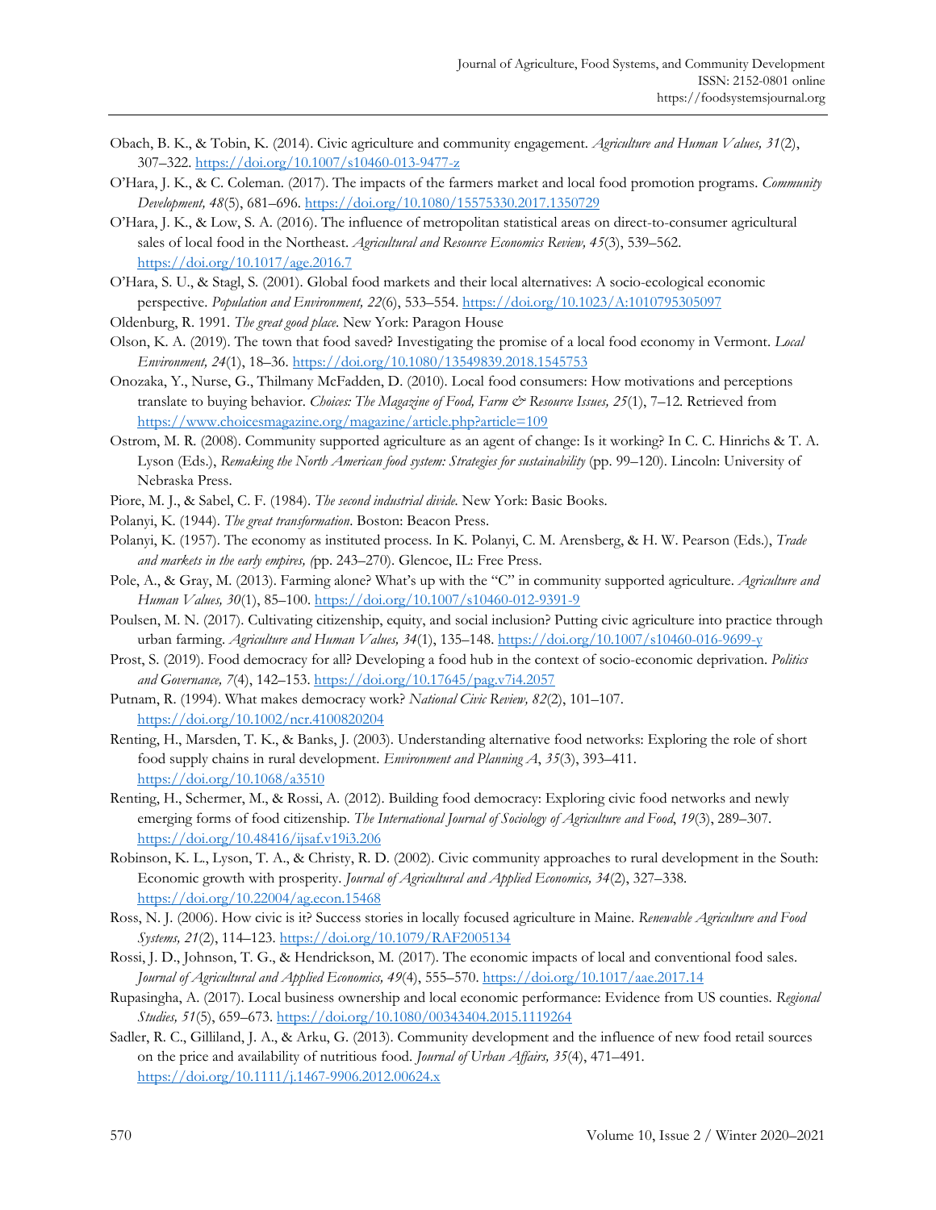Obach, B. K., & Tobin, K. (2014). Civic agriculture and community engagement. *Agriculture and Human Values, 31*(2), 307–322. https://doi.org/10.1007/s10460-013-9477-z

O'Hara, J. K., & C. Coleman. (2017). The impacts of the farmers market and local food promotion programs. *Community Development, 48*(5), 681–696. https://doi.org/10.1080/15575330.2017.1350729

O'Hara, J. K., & Low, S. A. (2016). The influence of metropolitan statistical areas on direct-to-consumer agricultural sales of local food in the Northeast. *Agricultural and Resource Economics Review, 45*(3), 539–562. https://doi.org/10.1017/age.2016.7

O'Hara, S. U., & Stagl, S. (2001). Global food markets and their local alternatives: A socio-ecological economic perspective. *Population and Environment, 22*(6), 533–554. https://doi.org/10.1023/A:1010795305097

Oldenburg, R. 1991. *The great good place*. New York: Paragon House

Olson, K. A. (2019). The town that food saved? Investigating the promise of a local food economy in Vermont. *Local Environment, 24*(1), 18–36. https://doi.org/10.1080/13549839.2018.1545753

Onozaka, Y., Nurse, G., Thilmany McFadden, D. (2010). Local food consumers: How motivations and perceptions translate to buying behavior. *Choices: The Magazine of Food, Farm & Resource Issues, 25*(1), 7–12. Retrieved from https://www.choicesmagazine.org/magazine/article.php?article=109

Ostrom, M. R. (2008). Community supported agriculture as an agent of change: Is it working? In C. C. Hinrichs & T. A. Lyson (Eds.), *Remaking the North American food system: Strategies for sustainability* (pp. 99–120). Lincoln: University of Nebraska Press.

Piore, M. J., & Sabel, C. F. (1984). *The second industrial divide.* New York: Basic Books.

Polanyi, K. (1944). *The great transformation*. Boston: Beacon Press.

Polanyi, K. (1957). The economy as instituted process. In K. Polanyi, C. M. Arensberg, & H. W. Pearson (Eds.), *Trade and markets in the early empires, (*pp. 243–270). Glencoe, IL: Free Press.

Pole, A., & Gray, M. (2013). Farming alone? What's up with the "C" in community supported agriculture. *Agriculture and Human Values, 30*(1), 85–100. https://doi.org/10.1007/s10460-012-9391-9

Poulsen, M. N. (2017). Cultivating citizenship, equity, and social inclusion? Putting civic agriculture into practice through urban farming. *Agriculture and Human Values, 34*(1), 135–148. https://doi.org/10.1007/s10460-016-9699-y

Prost, S. (2019). Food democracy for all? Developing a food hub in the context of socio-economic deprivation. *Politics and Governance, 7*(4), 142–153. https://doi.org/10.17645/pag.v7i4.2057

Putnam, R. (1994). What makes democracy work? *National Civic Review, 82*(2), 101–107. https://doi.org/10.1002/ncr.4100820204

Renting, H., Marsden, T. K., & Banks, J. (2003). Understanding alternative food networks: Exploring the role of short food supply chains in rural development. *Environment and Planning A*, *35*(3), 393–411. https://doi.org/10.1068/a3510

Renting, H., Schermer, M., & Rossi, A. (2012). Building food democracy: Exploring civic food networks and newly emerging forms of food citizenship. *The International Journal of Sociology of Agriculture and Food*, *19*(3), 289–307. https://doi.org/10.48416/ijsaf.v19i3.206

Robinson, K. L., Lyson, T. A., & Christy, R. D. (2002). Civic community approaches to rural development in the South: Economic growth with prosperity. *Journal of Agricultural and Applied Economics, 34*(2), 327–338. https://doi.org/10.22004/ag.econ.15468

Ross, N. J. (2006). How civic is it? Success stories in locally focused agriculture in Maine. *Renewable Agriculture and Food Systems, 21*(2), 114–123. https://doi.org/10.1079/RAF2005134

Rossi, J. D., Johnson, T. G., & Hendrickson, M. (2017). The economic impacts of local and conventional food sales. *Journal of Agricultural and Applied Economics, 49*(4), 555–570. https://doi.org/10.1017/aae.2017.14

Rupasingha, A. (2017). Local business ownership and local economic performance: Evidence from US counties. *Regional Studies, 51*(5), 659–673. https://doi.org/10.1080/00343404.2015.1119264

Sadler, R. C., Gilliland, J. A., & Arku, G. (2013). Community development and the influence of new food retail sources on the price and availability of nutritious food. *Journal of Urban Affairs, 35*(4), 471–491. https://doi.org/10.1111/j.1467-9906.2012.00624.x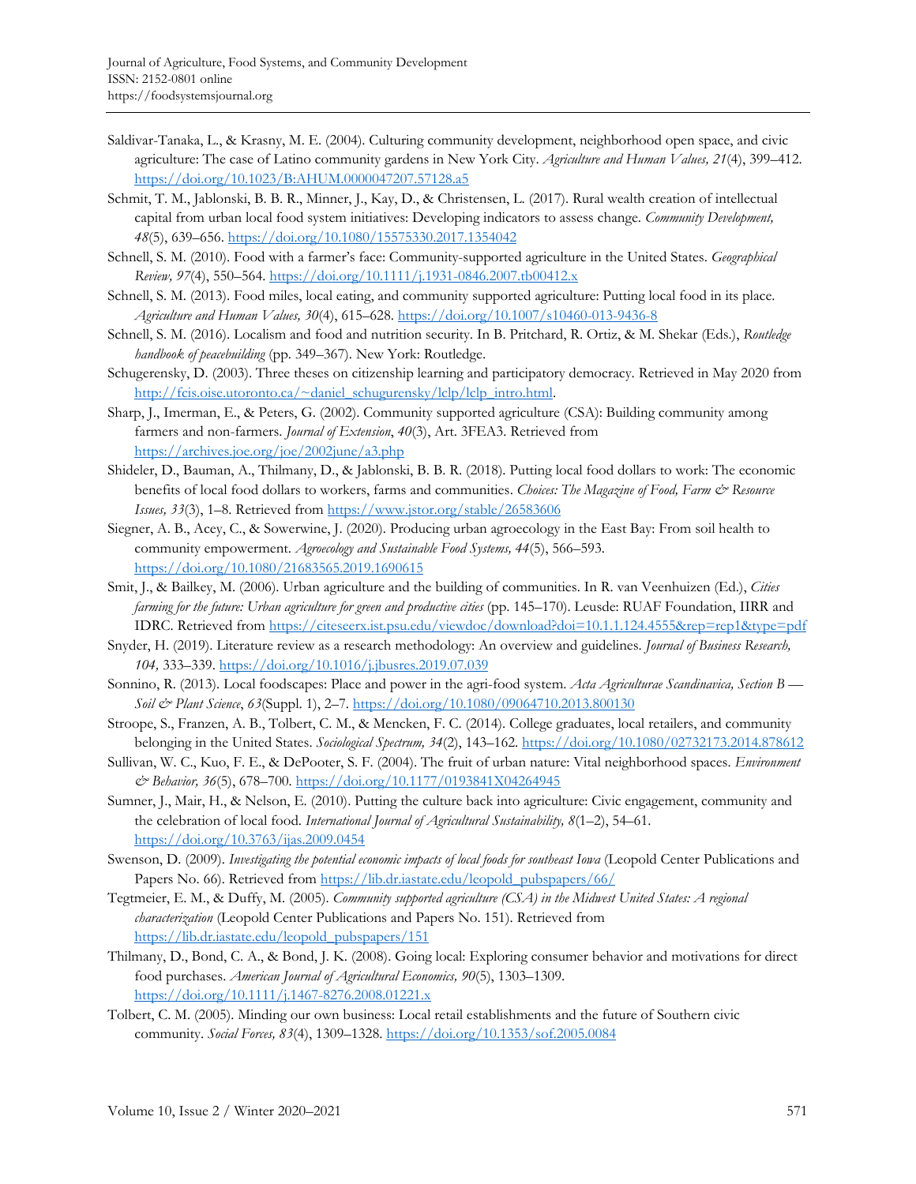Saldivar-Tanaka, L., & Krasny, M. E. (2004). Culturing community development, neighborhood open space, and civic agriculture: The case of Latino community gardens in New York City. *Agriculture and Human Values, 21*(4), 399–412. https://doi.org/10.1023/B:AHUM.0000047207.57128.a5

Schmit, T. M., Jablonski, B. B. R., Minner, J., Kay, D., & Christensen, L. (2017). Rural wealth creation of intellectual capital from urban local food system initiatives: Developing indicators to assess change. *Community Development, 48*(5), 639–656. https://doi.org/10.1080/15575330.2017.1354042

Schnell, S. M. (2010). Food with a farmer's face: Community-supported agriculture in the United States. *Geographical Review, 97*(4), 550–564. https://doi.org/10.1111/j.1931-0846.2007.tb00412.x

Schnell, S. M. (2013). Food miles, local eating, and community supported agriculture: Putting local food in its place. *Agriculture and Human Values, 30*(4), 615–628. https://doi.org/10.1007/s10460-013-9436-8

Schnell, S. M. (2016). Localism and food and nutrition security. In B. Pritchard, R. Ortiz, & M. Shekar (Eds.), *Routledge handbook of peacebuilding* (pp. 349–367). New York: Routledge.

Schugerensky, D. (2003). Three theses on citizenship learning and participatory democracy. Retrieved in May 2020 from http://fcis.oise.utoronto.ca/~daniel_schugurensky/lclp/lclp_intro.html.

Sharp, J., Imerman, E., & Peters, G. (2002). Community supported agriculture (CSA): Building community among farmers and non-farmers. *Journal of Extension*, *40*(3), Art. 3FEA3. Retrieved from https://archives.joe.org/joe/2002june/a3.php

Shideler, D., Bauman, A., Thilmany, D., & Jablonski, B. B. R. (2018). Putting local food dollars to work: The economic benefits of local food dollars to workers, farms and communities. *Choices: The Magazine of Food, Farm & Resource Issues, 33*(3), 1–8. Retrieved from https://www.jstor.org/stable/26583606

Siegner, A. B., Acey, C., & Sowerwine, J. (2020). Producing urban agroecology in the East Bay: From soil health to community empowerment. *Agroecology and Sustainable Food Systems, 44*(5), 566–593. https://doi.org/10.1080/21683565.2019.1690615

Smit, J., & Bailkey, M. (2006). Urban agriculture and the building of communities. In R. van Veenhuizen (Ed.), *Cities farming for the future: Urban agriculture for green and productive cities* (pp. 145–170). Leusde: RUAF Foundation, IIRR and IDRC. Retrieved from https://citeseerx.ist.psu.edu/viewdoc/download?doi=10.1.1.124.4555&rep=rep1&type=pdf

Snyder, H. (2019). Literature review as a research methodology: An overview and guidelines. *Journal of Business Research, 104,* 333–339. https://doi.org/10.1016/j.jbusres.2019.07.039

Sonnino, R. (2013). Local foodscapes: Place and power in the agri-food system. *Acta Agriculturae Scandinavica, Section B — Soil & Plant Science*, *63*(Suppl. 1), 2–7. https://doi.org/10.1080/09064710.2013.800130

Stroope, S., Franzen, A. B., Tolbert, C. M., & Mencken, F. C. (2014). College graduates, local retailers, and community belonging in the United States. *Sociological Spectrum, 34*(2), 143–162. https://doi.org/10.1080/02732173.2014.878612

Sullivan, W. C., Kuo, F. E., & DePooter, S. F. (2004). The fruit of urban nature: Vital neighborhood spaces. *Environment & Behavior, 36*(5), 678–700. https://doi.org/10.1177/0193841X04264945

Sumner, J., Mair, H., & Nelson, E. (2010). Putting the culture back into agriculture: Civic engagement, community and the celebration of local food. *International Journal of Agricultural Sustainability, 8*(1–2), 54–61. https://doi.org/10.3763/ijas.2009.0454

Swenson, D. (2009). *Investigating the potential economic impacts of local foods for southeast Iowa* (Leopold Center Publications and Papers No. 66). Retrieved from https://lib.dr.iastate.edu/leopold_pubspapers/66/

Tegtmeier, E. M., & Duffy, M. (2005). *Community supported agriculture (CSA) in the Midwest United States: A regional characterization* (Leopold Center Publications and Papers No. 151). Retrieved from https://lib.dr.iastate.edu/leopold_pubspapers/151

Thilmany, D., Bond, C. A., & Bond, J. K. (2008). Going local: Exploring consumer behavior and motivations for direct food purchases. *American Journal of Agricultural Economics, 90*(5), 1303–1309. https://doi.org/10.1111/j.1467-8276.2008.01221.x

Tolbert, C. M. (2005). Minding our own business: Local retail establishments and the future of Southern civic community. *Social Forces, 83*(4), 1309–1328. https://doi.org/10.1353/sof.2005.0084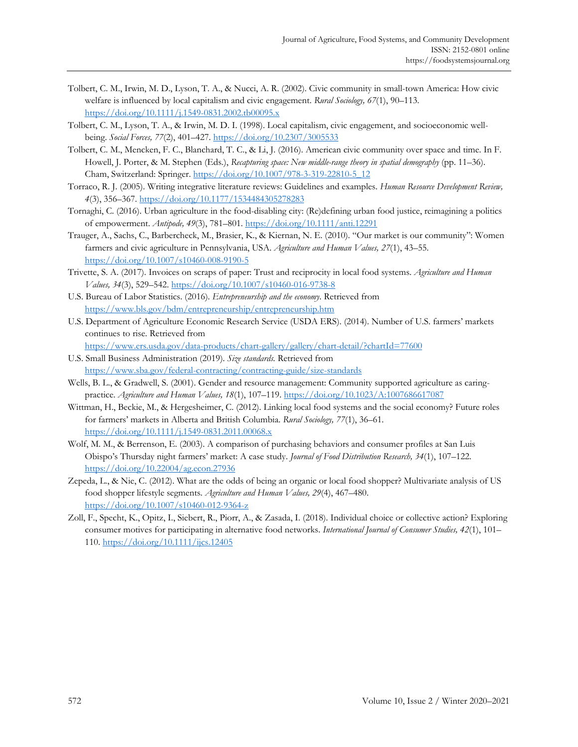Tolbert, C. M., Irwin, M. D., Lyson, T. A., & Nucci, A. R. (2002). Civic community in small-town America: How civic welfare is influenced by local capitalism and civic engagement. *Rural Sociology, 67*(1), 90–113. https://doi.org/10.1111/j.1549-0831.2002.tb00095.x

Tolbert, C. M., Lyson, T. A., & Irwin, M. D. I. (1998). Local capitalism, civic engagement, and socioeconomic well-being. *Social Forces, 77*(2), 401–427. https://doi.org/10.2307/3005533

Tolbert, C. M., Mencken, F. C., Blanchard, T. C., & Li, J. (2016). American civic community over space and time. In F. Howell, J. Porter, & M. Stephen (Eds.), *Recapturing space: New middle-range theory in spatial demography* (pp. 11–36). Cham, Switzerland: Springer. https://doi.org/10.1007/978-3-319-22810-5_12

Torraco, R. J. (2005). Writing integrative literature reviews: Guidelines and examples. *Human Resource Development Review, 4*(3), 356–367. https://doi.org/10.1177/1534484305278283

Tornaghi, C. (2016). Urban agriculture in the food-disabling city: (Re)defining urban food justice, reimagining a politics of empowerment. *Antipode, 49*(3), 781–801. https://doi.org/10.1111/anti.12291

Trauger, A., Sachs, C., Barbercheck, M., Brasier, K., & Kiernan, N. E. (2010). "Our market is our community": Women farmers and civic agriculture in Pennsylvania, USA. *Agriculture and Human Values, 27*(1), 43–55. https://doi.org/10.1007/s10460-008-9190-5

Trivette, S. A. (2017). Invoices on scraps of paper: Trust and reciprocity in local food systems. *Agriculture and Human Values, 34*(3), 529–542. https://doi.org/10.1007/s10460-016-9738-8

U.S. Bureau of Labor Statistics. (2016). *Entrepreneurship and the economy*. Retrieved from https://www.bls.gov/bdm/entrepreneurship/entrepreneurship.htm

U.S. Department of Agriculture Economic Research Service (USDA ERS). (2014). Number of U.S. farmers' markets continues to rise. Retrieved from https://www.ers.usda.gov/data-products/chart-gallery/gallery/chart-detail/?chartId=77600

U.S. Small Business Administration (2019). *Size standards*. Retrieved from https://www.sba.gov/federal-contracting/contracting-guide/size-standards

Wells, B. L., & Gradwell, S. (2001). Gender and resource management: Community supported agriculture as caring-practice. *Agriculture and Human Values, 18*(1), 107–119. https://doi.org/10.1023/A:1007686617087

Wittman, H., Beckie, M., & Hergesheimer, C. (2012). Linking local food systems and the social economy? Future roles for farmers' markets in Alberta and British Columbia. *Rural Sociology, 77*(1), 36–61. https://doi.org/10.1111/j.1549-0831.2011.00068.x

Wolf, M. M., & Berrenson, E. (2003). A comparison of purchasing behaviors and consumer profiles at San Luis Obispo's Thursday night farmers' market: A case study. *Journal of Food Distribution Research, 34*(1), 107–122. https://doi.org/10.22004/ag.econ.27936

Zepeda, L., & Nie, C. (2012). What are the odds of being an organic or local food shopper? Multivariate analysis of US food shopper lifestyle segments. *Agriculture and Human Values, 29*(4), 467–480. https://doi.org/10.1007/s10460-012-9364-z

Zoll, F., Specht, K., Opitz, I., Siebert, R., Piorr, A., & Zasada, I. (2018). Individual choice or collective action? Exploring consumer motives for participating in alternative food networks. *International Journal of Consumer Studies, 42*(1), 101–110. https://doi.org/10.1111/ijcs.12405